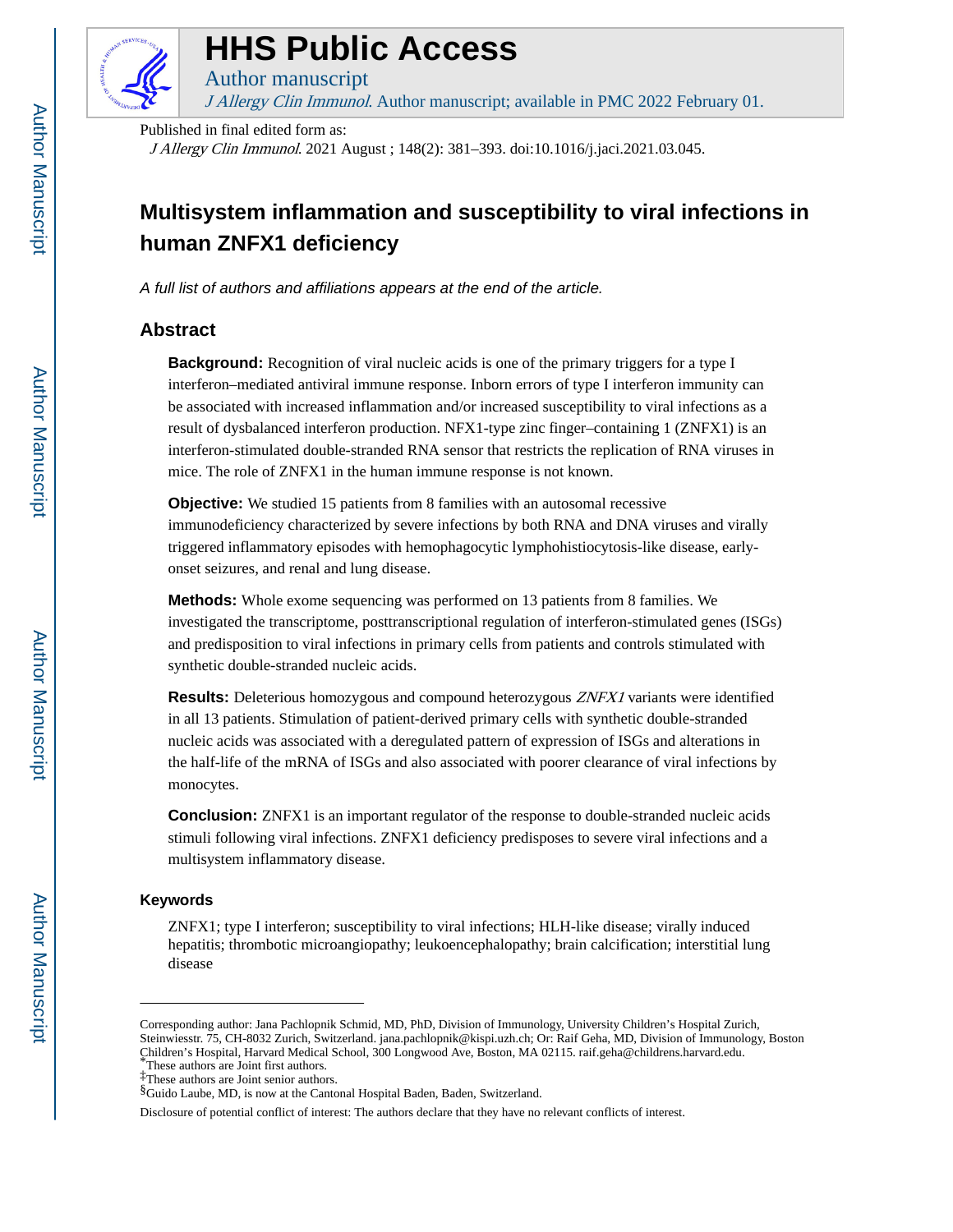# Multisystem inflammation and susceptibility to viral infections in human ZNFX1 deficiency

*A full list of authors and affiliations appears at the end of the article.*

## Abstract

**Background:** Recognition of viral nucleic acids is one of the primary triggers for a type I interferon–mediated antiviral immune response. Inborn errors of type I interferon immunity can be associated with increased inflammation and/or increased susceptibility to viral infections as a result of dysbalanced interferon production. NFX1-type zinc finger–containing 1 (ZNFX1) is an interferon-stimulated double-stranded RNA sensor that restricts the replication of RNA viruses in mice. The role of ZNFX1 in the human immune response is not known.

**Objective:** We studied 15 patients from 8 families with an autosomal recessive immunodeficiency characterized by severe infections by both RNA and DNA viruses and virally triggered inflammatory episodes with hemophagocytic lymphohistiocytosis-like disease, early-onset seizures, and renal and lung disease.

**Methods:** Whole exome sequencing was performed on 13 patients from 8 families. We investigated the transcriptome, posttranscriptional regulation of interferon-stimulated genes (ISGs) and predisposition to viral infections in primary cells from patients and controls stimulated with synthetic double-stranded nucleic acids.

**Results:** Deleterious homozygous and compound heterozygous *ZNFX1* variants were identified in all 13 patients. Stimulation of patient-derived primary cells with synthetic double-stranded nucleic acids was associated with a deregulated pattern of expression of ISGs and alterations in the half-life of the mRNA of ISGs and also associated with poorer clearance of viral infections by monocytes.

**Conclusion:** ZNFX1 is an important regulator of the response to double-stranded nucleic acids stimuli following viral infections. ZNFX1 deficiency predisposes to severe viral infections and a multisystem inflammatory disease.

### Keywords

ZNFX1; type I interferon; susceptibility to viral infections; HLH-like disease; virally induced hepatitis; thrombotic microangiopathy; leukoencephalopathy; brain calcification; interstitial lung disease

---

Corresponding author: Jana Pachlopnik Schmid, MD, PhD, Division of Immunology, University Children's Hospital Zurich, Steinwiesstr. 75, CH-8032 Zurich, Switzerland. jana.pachlopnik@kispi.uzh.ch; Or: Raif Geha, MD, Division of Immunology, Boston Children's Hospital, Harvard Medical School, 300 Longwood Ave, Boston, MA 02115. raif.geha@childrens.harvard.edu.

*These authors are Joint first authors.

‡These authors are Joint senior authors.

§Guido Laube, MD, is now at the Cantonal Hospital Baden, Baden, Switzerland.

Disclosure of potential conflict of interest: The authors declare that they have no relevant conflicts of interest.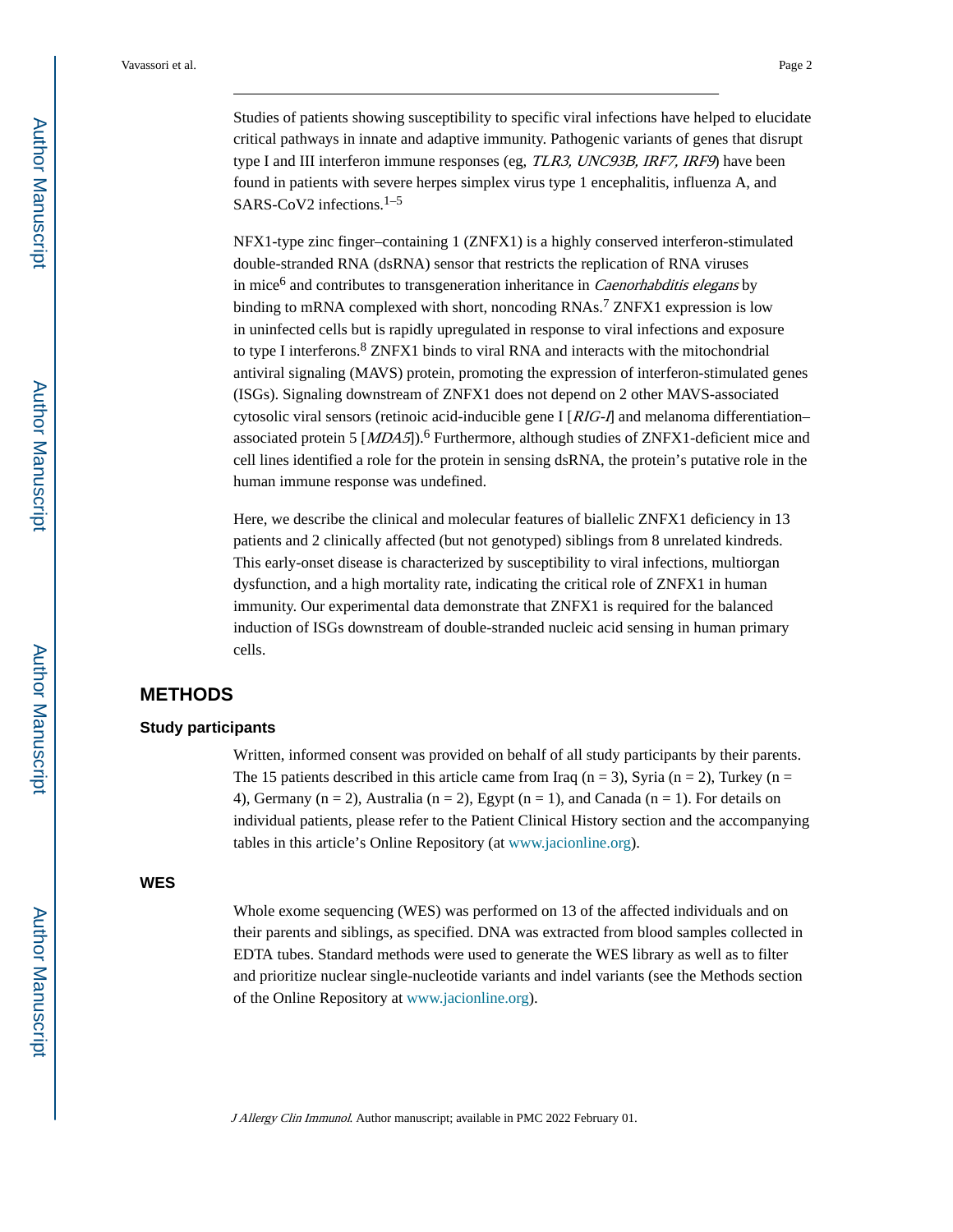Studies of patients showing susceptibility to specific viral infections have helped to elucidate critical pathways in innate and adaptive immunity. Pathogenic variants of genes that disrupt type I and III interferon immune responses (eg, *TLR3, UNC93B, IRF7, IRF9*) have been found in patients with severe herpes simplex virus type 1 encephalitis, influenza A, and SARS-CoV2 infections.[1–5]

NFX1-type zinc finger–containing 1 (ZNFX1) is a highly conserved interferon-stimulated double-stranded RNA (dsRNA) sensor that restricts the replication of RNA viruses in mice[6] and contributes to transgeneration inheritance in *Caenorhabditis elegans* by binding to mRNA complexed with short, noncoding RNAs.[7] ZNFX1 expression is low in uninfected cells but is rapidly upregulated in response to viral infections and exposure to type I interferons.[8] ZNFX1 binds to viral RNA and interacts with the mitochondrial antiviral signaling (MAVS) protein, promoting the expression of interferon-stimulated genes (ISGs). Signaling downstream of ZNFX1 does not depend on 2 other MAVS-associated cytosolic viral sensors (retinoic acid-inducible gene I [*RIG-I*] and melanoma differentiation–associated protein 5 [*MDA5*]).[6] Furthermore, although studies of ZNFX1-deficient mice and cell lines identified a role for the protein in sensing dsRNA, the protein's putative role in the human immune response was undefined.

Here, we describe the clinical and molecular features of biallelic ZNFX1 deficiency in 13 patients and 2 clinically affected (but not genotyped) siblings from 8 unrelated kindreds. This early-onset disease is characterized by susceptibility to viral infections, multiorgan dysfunction, and a high mortality rate, indicating the critical role of ZNFX1 in human immunity. Our experimental data demonstrate that ZNFX1 is required for the balanced induction of ISGs downstream of double-stranded nucleic acid sensing in human primary cells.

# METHODS

## Study participants

Written, informed consent was provided on behalf of all study participants by their parents. The 15 patients described in this article came from Iraq (n = 3), Syria (n = 2), Turkey (n = 4), Germany (n = 2), Australia (n = 2), Egypt (n = 1), and Canada (n = 1). For details on individual patients, please refer to the Patient Clinical History section and the accompanying tables in this article's Online Repository (at www.jacionline.org).

## WES

Whole exome sequencing (WES) was performed on 13 of the affected individuals and on their parents and siblings, as specified. DNA was extracted from blood samples collected in EDTA tubes. Standard methods were used to generate the WES library as well as to filter and prioritize nuclear single-nucleotide variants and indel variants (see the Methods section of the Online Repository at www.jacionline.org).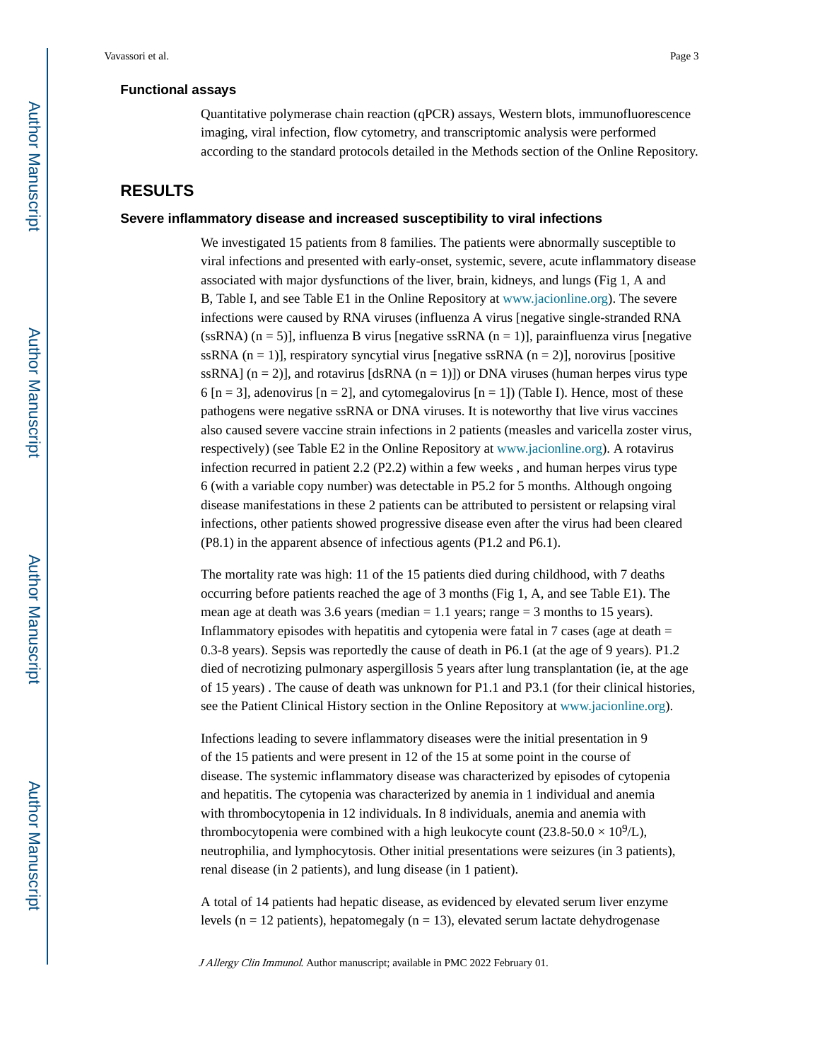### Functional assays

Quantitative polymerase chain reaction (qPCR) assays, Western blots, immunofluorescence imaging, viral infection, flow cytometry, and transcriptomic analysis were performed according to the standard protocols detailed in the Methods section of the Online Repository.

## RESULTS

### Severe inflammatory disease and increased susceptibility to viral infections

We investigated 15 patients from 8 families. The patients were abnormally susceptible to viral infections and presented with early-onset, systemic, severe, acute inflammatory disease associated with major dysfunctions of the liver, brain, kidneys, and lungs (Fig 1, A and B, Table I, and see Table E1 in the Online Repository at www.jacionline.org). The severe infections were caused by RNA viruses (influenza A virus [negative single-stranded RNA (ssRNA) (n = 5)], influenza B virus [negative ssRNA (n = 1)], parainfluenza virus [negative ssRNA (n = 1)], respiratory syncytial virus [negative ssRNA (n = 2)], norovirus [positive ssRNA] (n = 2)], and rotavirus [dsRNA (n = 1)]) or DNA viruses (human herpes virus type 6 [n = 3], adenovirus [n = 2], and cytomegalovirus [n = 1]) (Table I). Hence, most of these pathogens were negative ssRNA or DNA viruses. It is noteworthy that live virus vaccines also caused severe vaccine strain infections in 2 patients (measles and varicella zoster virus, respectively) (see Table E2 in the Online Repository at www.jacionline.org). A rotavirus infection recurred in patient 2.2 (P2.2) within a few weeks , and human herpes virus type 6 (with a variable copy number) was detectable in P5.2 for 5 months. Although ongoing disease manifestations in these 2 patients can be attributed to persistent or relapsing viral infections, other patients showed progressive disease even after the virus had been cleared (P8.1) in the apparent absence of infectious agents (P1.2 and P6.1).

The mortality rate was high: 11 of the 15 patients died during childhood, with 7 deaths occurring before patients reached the age of 3 months (Fig 1, A, and see Table E1). The mean age at death was 3.6 years (median = 1.1 years; range = 3 months to 15 years). Inflammatory episodes with hepatitis and cytopenia were fatal in 7 cases (age at death = 0.3-8 years). Sepsis was reportedly the cause of death in P6.1 (at the age of 9 years). P1.2 died of necrotizing pulmonary aspergillosis 5 years after lung transplantation (ie, at the age of 15 years) . The cause of death was unknown for P1.1 and P3.1 (for their clinical histories, see the Patient Clinical History section in the Online Repository at www.jacionline.org).

Infections leading to severe inflammatory diseases were the initial presentation in 9 of the 15 patients and were present in 12 of the 15 at some point in the course of disease. The systemic inflammatory disease was characterized by episodes of cytopenia and hepatitis. The cytopenia was characterized by anemia in 1 individual and anemia with thrombocytopenia in 12 individuals. In 8 individuals, anemia and anemia with thrombocytopenia were combined with a high leukocyte count (23.8-50.0 × $10^9$/L), neutrophilia, and lymphocytosis. Other initial presentations were seizures (in 3 patients), renal disease (in 2 patients), and lung disease (in 1 patient).

A total of 14 patients had hepatic disease, as evidenced by elevated serum liver enzyme levels (n = 12 patients), hepatomegaly (n = 13), elevated serum lactate dehydrogenase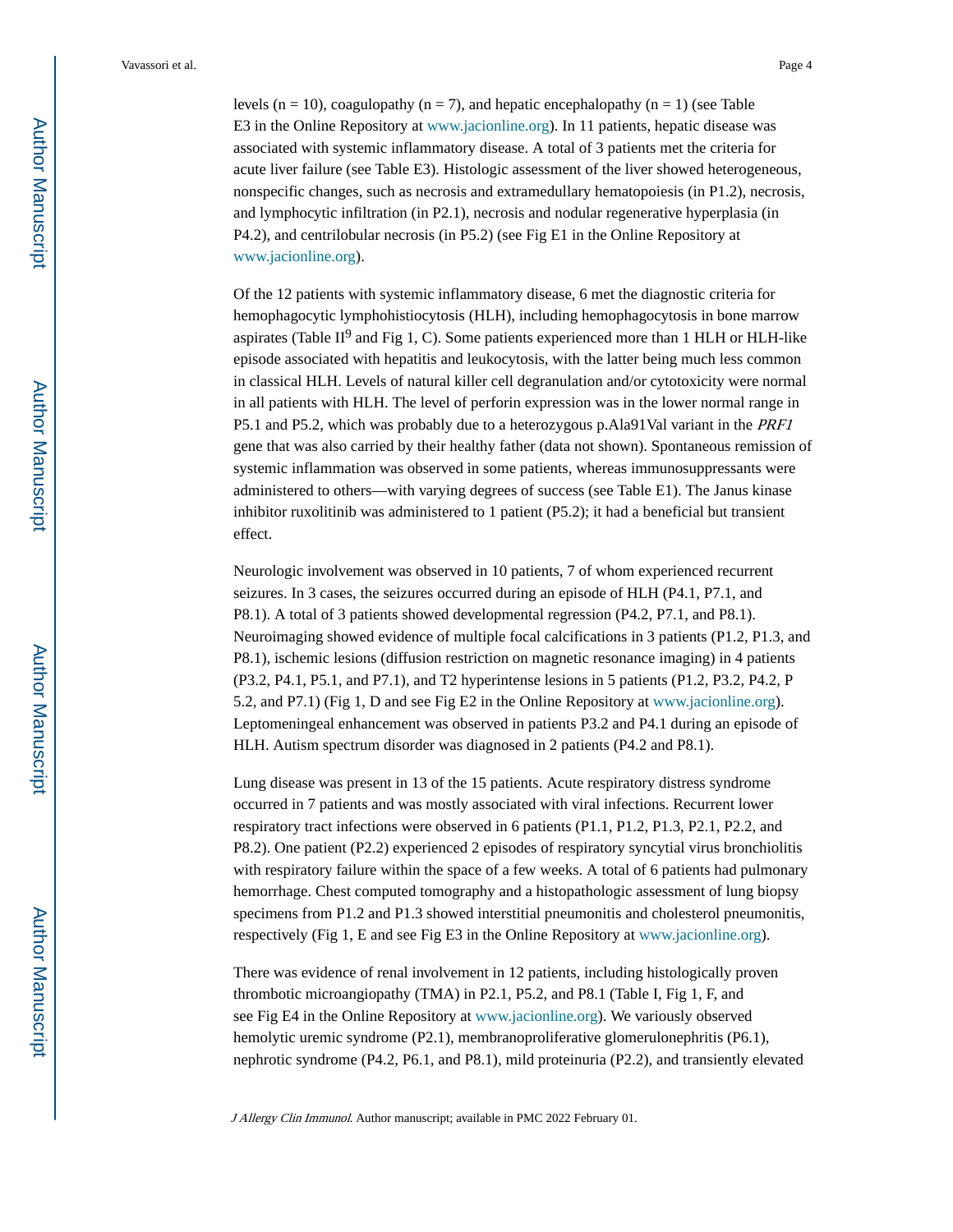levels (n = 10), coagulopathy (n = 7), and hepatic encephalopathy (n = 1) (see Table E3 in the Online Repository at www.jacionline.org). In 11 patients, hepatic disease was associated with systemic inflammatory disease. A total of 3 patients met the criteria for acute liver failure (see Table E3). Histologic assessment of the liver showed heterogeneous, nonspecific changes, such as necrosis and extramedullary hematopoiesis (in P1.2), necrosis, and lymphocytic infiltration (in P2.1), necrosis and nodular regenerative hyperplasia (in P4.2), and centrilobular necrosis (in P5.2) (see Fig E1 in the Online Repository at www.jacionline.org).

Of the 12 patients with systemic inflammatory disease, 6 met the diagnostic criteria for hemophagocytic lymphohistiocytosis (HLH), including hemophagocytosis in bone marrow aspirates (Table II[9] and Fig 1, C). Some patients experienced more than 1 HLH or HLH-like episode associated with hepatitis and leukocytosis, with the latter being much less common in classical HLH. Levels of natural killer cell degranulation and/or cytotoxicity were normal in all patients with HLH. The level of perforin expression was in the lower normal range in P5.1 and P5.2, which was probably due to a heterozygous p.Ala91Val variant in the *PRF1* gene that was also carried by their healthy father (data not shown). Spontaneous remission of systemic inflammation was observed in some patients, whereas immunosuppressants were administered to others—with varying degrees of success (see Table E1). The Janus kinase inhibitor ruxolitinib was administered to 1 patient (P5.2); it had a beneficial but transient effect.

Neurologic involvement was observed in 10 patients, 7 of whom experienced recurrent seizures. In 3 cases, the seizures occurred during an episode of HLH (P4.1, P7.1, and P8.1). A total of 3 patients showed developmental regression (P4.2, P7.1, and P8.1). Neuroimaging showed evidence of multiple focal calcifications in 3 patients (P1.2, P1.3, and P8.1), ischemic lesions (diffusion restriction on magnetic resonance imaging) in 4 patients (P3.2, P4.1, P5.1, and P7.1), and T2 hyperintense lesions in 5 patients (P1.2, P3.2, P4.2, P 5.2, and P7.1) (Fig 1, D and see Fig E2 in the Online Repository at www.jacionline.org). Leptomeningeal enhancement was observed in patients P3.2 and P4.1 during an episode of HLH. Autism spectrum disorder was diagnosed in 2 patients (P4.2 and P8.1).

Lung disease was present in 13 of the 15 patients. Acute respiratory distress syndrome occurred in 7 patients and was mostly associated with viral infections. Recurrent lower respiratory tract infections were observed in 6 patients (P1.1, P1.2, P1.3, P2.1, P2.2, and P8.2). One patient (P2.2) experienced 2 episodes of respiratory syncytial virus bronchiolitis with respiratory failure within the space of a few weeks. A total of 6 patients had pulmonary hemorrhage. Chest computed tomography and a histopathologic assessment of lung biopsy specimens from P1.2 and P1.3 showed interstitial pneumonitis and cholesterol pneumonitis, respectively (Fig 1, E and see Fig E3 in the Online Repository at www.jacionline.org).

There was evidence of renal involvement in 12 patients, including histologically proven thrombotic microangiopathy (TMA) in P2.1, P5.2, and P8.1 (Table I, Fig 1, F, and see Fig E4 in the Online Repository at www.jacionline.org). We variously observed hemolytic uremic syndrome (P2.1), membranoproliferative glomerulonephritis (P6.1), nephrotic syndrome (P4.2, P6.1, and P8.1), mild proteinuria (P2.2), and transiently elevated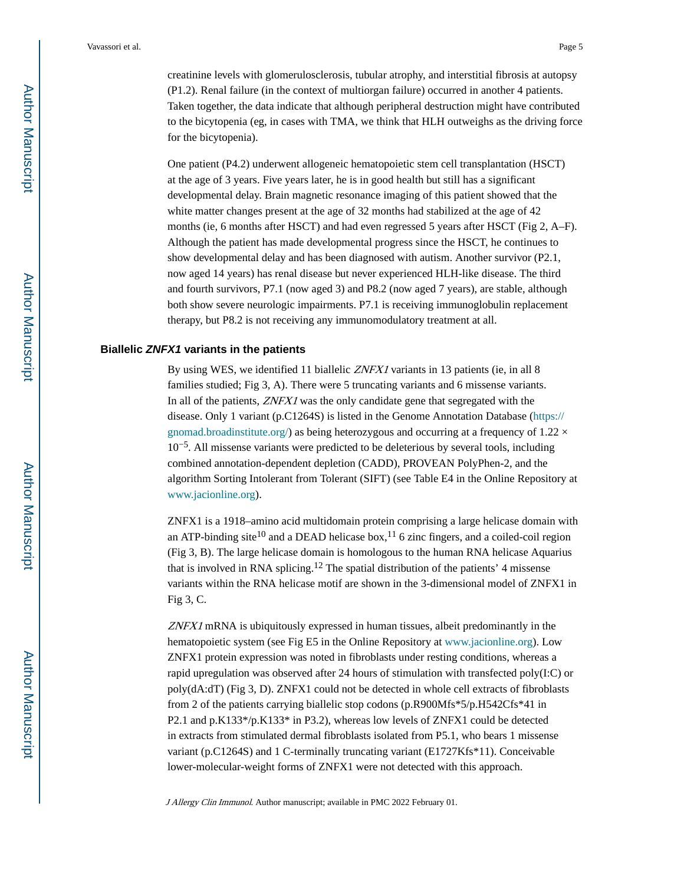creatinine levels with glomerulosclerosis, tubular atrophy, and interstitial fibrosis at autopsy (P1.2). Renal failure (in the context of multiorgan failure) occurred in another 4 patients. Taken together, the data indicate that although peripheral destruction might have contributed to the bicytopenia (eg, in cases with TMA, we think that HLH outweighs as the driving force for the bicytopenia).

One patient (P4.2) underwent allogeneic hematopoietic stem cell transplantation (HSCT) at the age of 3 years. Five years later, he is in good health but still has a significant developmental delay. Brain magnetic resonance imaging of this patient showed that the white matter changes present at the age of 32 months had stabilized at the age of 42 months (ie, 6 months after HSCT) and had even regressed 5 years after HSCT (Fig 2, A–F). Although the patient has made developmental progress since the HSCT, he continues to show developmental delay and has been diagnosed with autism. Another survivor (P2.1, now aged 14 years) has renal disease but never experienced HLH-like disease. The third and fourth survivors, P7.1 (now aged 3) and P8.2 (now aged 7 years), are stable, although both show severe neurologic impairments. P7.1 is receiving immunoglobulin replacement therapy, but P8.2 is not receiving any immunomodulatory treatment at all.

## Biallelic *ZNFX1* variants in the patients

By using WES, we identified 11 biallelic *ZNFX1* variants in 13 patients (ie, in all 8 families studied; Fig 3, A). There were 5 truncating variants and 6 missense variants. In all of the patients, *ZNFX1* was the only candidate gene that segregated with the disease. Only 1 variant (p.C1264S) is listed in the Genome Annotation Database (https://gnomad.broadinstitute.org/) as being heterozygous and occurring at a frequency of $1.22 \times 10^{-5}$. All missense variants were predicted to be deleterious by several tools, including combined annotation-dependent depletion (CADD), PROVEAN PolyPhen-2, and the algorithm Sorting Intolerant from Tolerant (SIFT) (see Table E4 in the Online Repository at www.jacionline.org).

ZNFX1 is a 1918–amino acid multidomain protein comprising a large helicase domain with an ATP-binding site[10] and a DEAD helicase box,[11] 6 zinc fingers, and a coiled-coil region (Fig 3, B). The large helicase domain is homologous to the human RNA helicase Aquarius that is involved in RNA splicing.[12] The spatial distribution of the patients' 4 missense variants within the RNA helicase motif are shown in the 3-dimensional model of ZNFX1 in Fig 3, C.

*ZNFX1* mRNA is ubiquitously expressed in human tissues, albeit predominantly in the hematopoietic system (see Fig E5 in the Online Repository at www.jacionline.org). Low ZNFX1 protein expression was noted in fibroblasts under resting conditions, whereas a rapid upregulation was observed after 24 hours of stimulation with transfected poly(I:C) or poly(dA:dT) (Fig 3, D). ZNFX1 could not be detected in whole cell extracts of fibroblasts from 2 of the patients carrying biallelic stop codons (p.R900Mfs*5/p.H542Cfs*41 in P2.1 and p.K133*/p.K133* in P3.2), whereas low levels of ZNFX1 could be detected in extracts from stimulated dermal fibroblasts isolated from P5.1, who bears 1 missense variant (p.C1264S) and 1 C-terminally truncating variant (E1727Kfs*11). Conceivable lower-molecular-weight forms of ZNFX1 were not detected with this approach.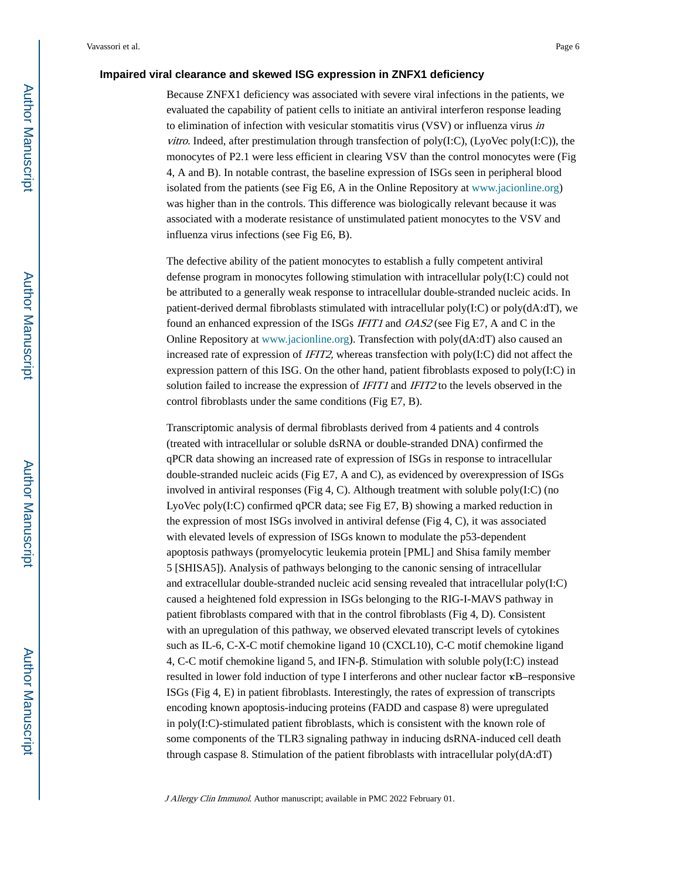### Impaired viral clearance and skewed ISG expression in ZNFX1 deficiency

Because ZNFX1 deficiency was associated with severe viral infections in the patients, we evaluated the capability of patient cells to initiate an antiviral interferon response leading to elimination of infection with vesicular stomatitis virus (VSV) or influenza virus *in vitro*. Indeed, after prestimulation through transfection of poly(I:C), (LyoVec poly(I:C)), the monocytes of P2.1 were less efficient in clearing VSV than the control monocytes were (Fig 4, A and B). In notable contrast, the baseline expression of ISGs seen in peripheral blood isolated from the patients (see Fig E6, A in the Online Repository at www.jacionline.org) was higher than in the controls. This difference was biologically relevant because it was associated with a moderate resistance of unstimulated patient monocytes to the VSV and influenza virus infections (see Fig E6, B).

The defective ability of the patient monocytes to establish a fully competent antiviral defense program in monocytes following stimulation with intracellular poly(I:C) could not be attributed to a generally weak response to intracellular double-stranded nucleic acids. In patient-derived dermal fibroblasts stimulated with intracellular poly(I:C) or poly(dA:dT), we found an enhanced expression of the ISGs *IFIT1* and *OAS2* (see Fig E7, A and C in the Online Repository at www.jacionline.org). Transfection with poly(dA:dT) also caused an increased rate of expression of *IFIT2,* whereas transfection with poly(I:C) did not affect the expression pattern of this ISG. On the other hand, patient fibroblasts exposed to poly(I:C) in solution failed to increase the expression of *IFIT1* and *IFIT2* to the levels observed in the control fibroblasts under the same conditions (Fig E7, B).

Transcriptomic analysis of dermal fibroblasts derived from 4 patients and 4 controls (treated with intracellular or soluble dsRNA or double-stranded DNA) confirmed the qPCR data showing an increased rate of expression of ISGs in response to intracellular double-stranded nucleic acids (Fig E7, A and C), as evidenced by overexpression of ISGs involved in antiviral responses (Fig 4, C). Although treatment with soluble poly(I:C) (no LyoVec poly(I:C) confirmed qPCR data; see Fig E7, B) showing a marked reduction in the expression of most ISGs involved in antiviral defense (Fig 4, C), it was associated with elevated levels of expression of ISGs known to modulate the p53-dependent apoptosis pathways (promyelocytic leukemia protein [PML] and Shisa family member 5 [SHISA5]). Analysis of pathways belonging to the canonic sensing of intracellular and extracellular double-stranded nucleic acid sensing revealed that intracellular poly(I:C) caused a heightened fold expression in ISGs belonging to the RIG-I-MAVS pathway in patient fibroblasts compared with that in the control fibroblasts (Fig 4, D). Consistent with an upregulation of this pathway, we observed elevated transcript levels of cytokines such as IL-6, C-X-C motif chemokine ligand 10 (CXCL10), C-C motif chemokine ligand 4, C-C motif chemokine ligand 5, and IFN-β. Stimulation with soluble poly(I:C) instead resulted in lower fold induction of type I interferons and other nuclear factor κB–responsive ISGs (Fig 4, E) in patient fibroblasts. Interestingly, the rates of expression of transcripts encoding known apoptosis-inducing proteins (FADD and caspase 8) were upregulated in poly(I:C)-stimulated patient fibroblasts, which is consistent with the known role of some components of the TLR3 signaling pathway in inducing dsRNA-induced cell death through caspase 8. Stimulation of the patient fibroblasts with intracellular poly(dA:dT)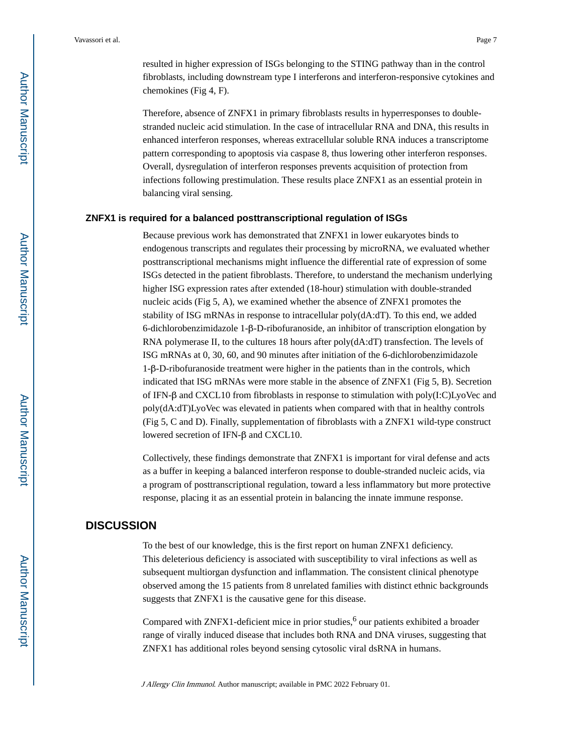resulted in higher expression of ISGs belonging to the STING pathway than in the control fibroblasts, including downstream type I interferons and interferon-responsive cytokines and chemokines (Fig 4, F).

Therefore, absence of ZNFX1 in primary fibroblasts results in hyperresponses to double-stranded nucleic acid stimulation. In the case of intracellular RNA and DNA, this results in enhanced interferon responses, whereas extracellular soluble RNA induces a transcriptome pattern corresponding to apoptosis via caspase 8, thus lowering other interferon responses. Overall, dysregulation of interferon responses prevents acquisition of protection from infections following prestimulation. These results place ZNFX1 as an essential protein in balancing viral sensing.

### ZNFX1 is required for a balanced posttranscriptional regulation of ISGs

Because previous work has demonstrated that ZNFX1 in lower eukaryotes binds to endogenous transcripts and regulates their processing by microRNA, we evaluated whether posttranscriptional mechanisms might influence the differential rate of expression of some ISGs detected in the patient fibroblasts. Therefore, to understand the mechanism underlying higher ISG expression rates after extended (18-hour) stimulation with double-stranded nucleic acids (Fig 5, A), we examined whether the absence of ZNFX1 promotes the stability of ISG mRNAs in response to intracellular poly(dA:dT). To this end, we added 6-dichlorobenzimidazole 1-β-D-ribofuranoside, an inhibitor of transcription elongation by RNA polymerase II, to the cultures 18 hours after poly(dA:dT) transfection. The levels of ISG mRNAs at 0, 30, 60, and 90 minutes after initiation of the 6-dichlorobenzimidazole 1-β-D-ribofuranoside treatment were higher in the patients than in the controls, which indicated that ISG mRNAs were more stable in the absence of ZNFX1 (Fig 5, B). Secretion of IFN-β and CXCL10 from fibroblasts in response to stimulation with poly(I:C)LyoVec and poly(dA:dT)LyoVec was elevated in patients when compared with that in healthy controls (Fig 5, C and D). Finally, supplementation of fibroblasts with a ZNFX1 wild-type construct lowered secretion of IFN-β and CXCL10.

Collectively, these findings demonstrate that ZNFX1 is important for viral defense and acts as a buffer in keeping a balanced interferon response to double-stranded nucleic acids, via a program of posttranscriptional regulation, toward a less inflammatory but more protective response, placing it as an essential protein in balancing the innate immune response.

## DISCUSSION

To the best of our knowledge, this is the first report on human ZNFX1 deficiency. This deleterious deficiency is associated with susceptibility to viral infections as well as subsequent multiorgan dysfunction and inflammation. The consistent clinical phenotype observed among the 15 patients from 8 unrelated families with distinct ethnic backgrounds suggests that ZNFX1 is the causative gene for this disease.

Compared with ZNFX1-deficient mice in prior studies,[6] our patients exhibited a broader range of virally induced disease that includes both RNA and DNA viruses, suggesting that ZNFX1 has additional roles beyond sensing cytosolic viral dsRNA in humans.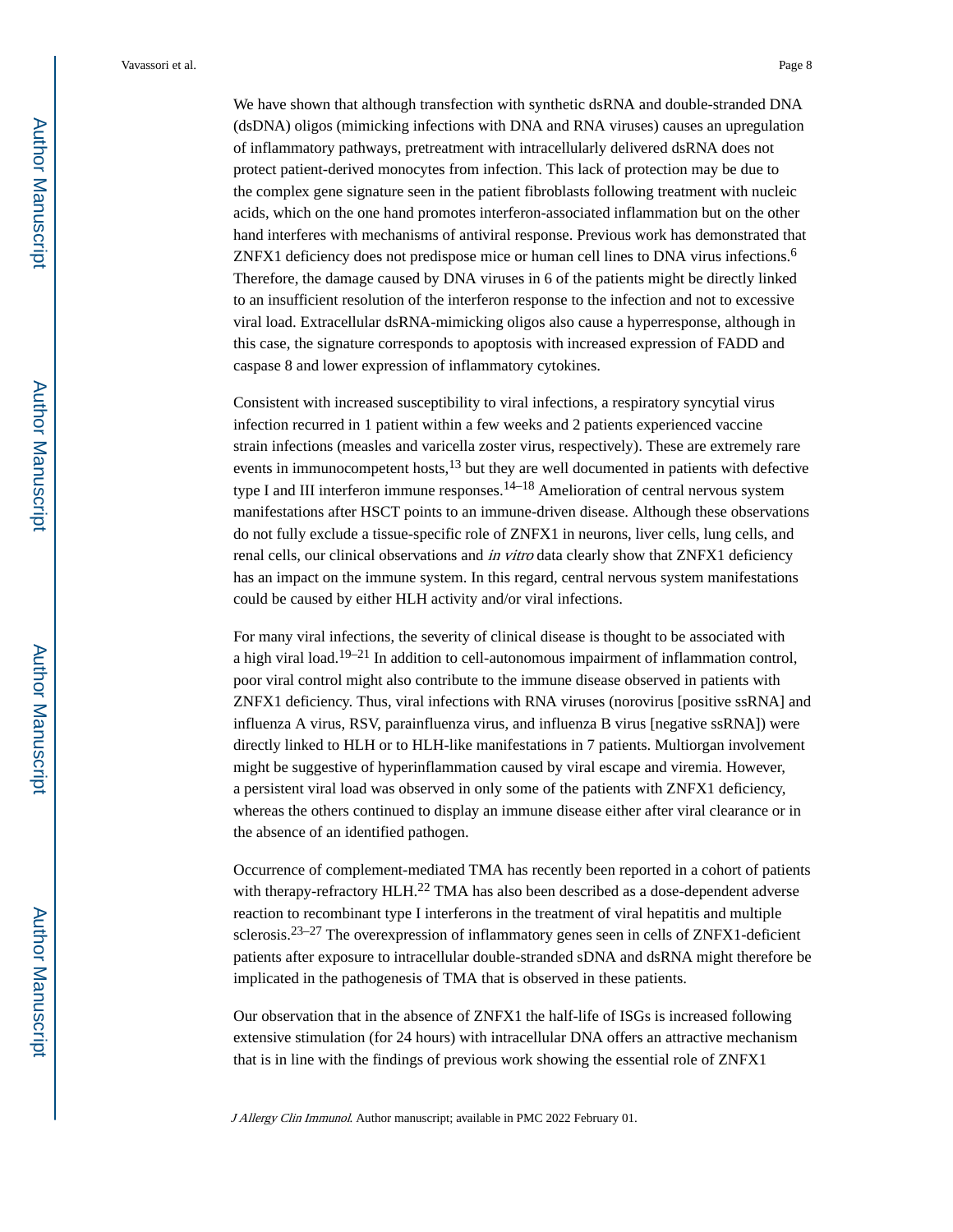We have shown that although transfection with synthetic dsRNA and double-stranded DNA (dsDNA) oligos (mimicking infections with DNA and RNA viruses) causes an upregulation of inflammatory pathways, pretreatment with intracellularly delivered dsRNA does not protect patient-derived monocytes from infection. This lack of protection may be due to the complex gene signature seen in the patient fibroblasts following treatment with nucleic acids, which on the one hand promotes interferon-associated inflammation but on the other hand interferes with mechanisms of antiviral response. Previous work has demonstrated that ZNFX1 deficiency does not predispose mice or human cell lines to DNA virus infections.[6] Therefore, the damage caused by DNA viruses in 6 of the patients might be directly linked to an insufficient resolution of the interferon response to the infection and not to excessive viral load. Extracellular dsRNA-mimicking oligos also cause a hyperresponse, although in this case, the signature corresponds to apoptosis with increased expression of FADD and caspase 8 and lower expression of inflammatory cytokines.

Consistent with increased susceptibility to viral infections, a respiratory syncytial virus infection recurred in 1 patient within a few weeks and 2 patients experienced vaccine strain infections (measles and varicella zoster virus, respectively). These are extremely rare events in immunocompetent hosts,[13] but they are well documented in patients with defective type I and III interferon immune responses.[14–18] Amelioration of central nervous system manifestations after HSCT points to an immune-driven disease. Although these observations do not fully exclude a tissue-specific role of ZNFX1 in neurons, liver cells, lung cells, and renal cells, our clinical observations and *in vitro* data clearly show that ZNFX1 deficiency has an impact on the immune system. In this regard, central nervous system manifestations could be caused by either HLH activity and/or viral infections.

For many viral infections, the severity of clinical disease is thought to be associated with a high viral load.[19–21] In addition to cell-autonomous impairment of inflammation control, poor viral control might also contribute to the immune disease observed in patients with ZNFX1 deficiency. Thus, viral infections with RNA viruses (norovirus [positive ssRNA] and influenza A virus, RSV, parainfluenza virus, and influenza B virus [negative ssRNA]) were directly linked to HLH or to HLH-like manifestations in 7 patients. Multiorgan involvement might be suggestive of hyperinflammation caused by viral escape and viremia. However, a persistent viral load was observed in only some of the patients with ZNFX1 deficiency, whereas the others continued to display an immune disease either after viral clearance or in the absence of an identified pathogen.

Occurrence of complement-mediated TMA has recently been reported in a cohort of patients with therapy-refractory HLH.[22] TMA has also been described as a dose-dependent adverse reaction to recombinant type I interferons in the treatment of viral hepatitis and multiple sclerosis.[23–27] The overexpression of inflammatory genes seen in cells of ZNFX1-deficient patients after exposure to intracellular double-stranded sDNA and dsRNA might therefore be implicated in the pathogenesis of TMA that is observed in these patients.

Our observation that in the absence of ZNFX1 the half-life of ISGs is increased following extensive stimulation (for 24 hours) with intracellular DNA offers an attractive mechanism that is in line with the findings of previous work showing the essential role of ZNFX1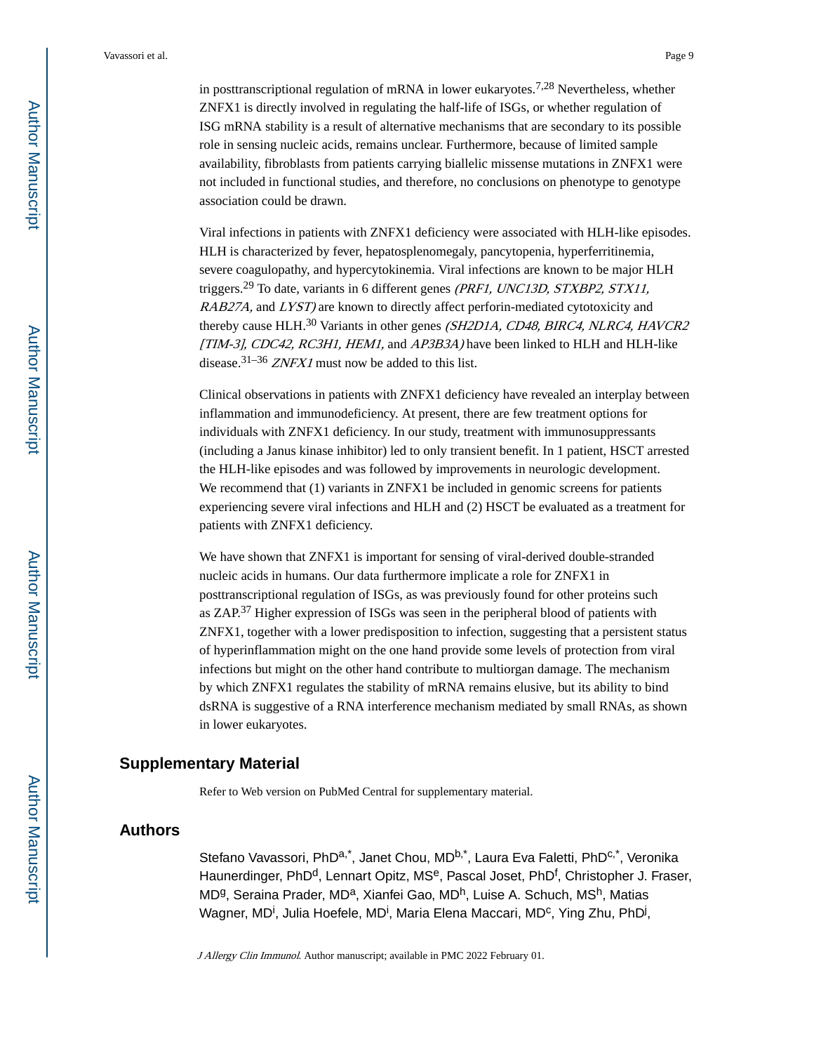in posttranscriptional regulation of mRNA in lower eukaryotes.[7,28] Nevertheless, whether ZNFX1 is directly involved in regulating the half-life of ISGs, or whether regulation of ISG mRNA stability is a result of alternative mechanisms that are secondary to its possible role in sensing nucleic acids, remains unclear. Furthermore, because of limited sample availability, fibroblasts from patients carrying biallelic missense mutations in ZNFX1 were not included in functional studies, and therefore, no conclusions on phenotype to genotype association could be drawn.

Viral infections in patients with ZNFX1 deficiency were associated with HLH-like episodes. HLH is characterized by fever, hepatosplenomegaly, pancytopenia, hyperferritinemia, severe coagulopathy, and hypercytokinemia. Viral infections are known to be major HLH triggers.[29] To date, variants in 6 different genes *(PRF1, UNC13D, STXBP2, STX11, RAB27A,* and *LYST)* are known to directly affect perforin-mediated cytotoxicity and thereby cause HLH.[30] Variants in other genes *(SH2D1A, CD48, BIRC4, NLRC4, HAVCR2 [TIM-3], CDC42, RC3H1, HEM1,* and *AP3B3A)* have been linked to HLH and HLH-like disease.[31–36] *ZNFX1* must now be added to this list.

Clinical observations in patients with ZNFX1 deficiency have revealed an interplay between inflammation and immunodeficiency. At present, there are few treatment options for individuals with ZNFX1 deficiency. In our study, treatment with immunosuppressants (including a Janus kinase inhibitor) led to only transient benefit. In 1 patient, HSCT arrested the HLH-like episodes and was followed by improvements in neurologic development. We recommend that (1) variants in ZNFX1 be included in genomic screens for patients experiencing severe viral infections and HLH and (2) HSCT be evaluated as a treatment for patients with ZNFX1 deficiency.

We have shown that ZNFX1 is important for sensing of viral-derived double-stranded nucleic acids in humans. Our data furthermore implicate a role for ZNFX1 in posttranscriptional regulation of ISGs, as was previously found for other proteins such as ZAP.[37] Higher expression of ISGs was seen in the peripheral blood of patients with ZNFX1, together with a lower predisposition to infection, suggesting that a persistent status of hyperinflammation might on the one hand provide some levels of protection from viral infections but might on the other hand contribute to multiorgan damage. The mechanism by which ZNFX1 regulates the stability of mRNA remains elusive, but its ability to bind dsRNA is suggestive of a RNA interference mechanism mediated by small RNAs, as shown in lower eukaryotes.

## Supplementary Material

Refer to Web version on PubMed Central for supplementary material.

## Authors

Stefano Vavassori, PhD[a,*], Janet Chou, MD[b,*], Laura Eva Faletti, PhD[c,*], Veronika Haunerdinger, PhD[d], Lennart Opitz, MS[e], Pascal Joset, PhD[f], Christopher J. Fraser, MD[g], Seraina Prader, MD[a], Xianfei Gao, MD[h], Luise A. Schuch, MS[h], Matias Wagner, MD[i], Julia Hoefele, MD[i], Maria Elena Maccari, MD[c], Ying Zhu, PhD[j],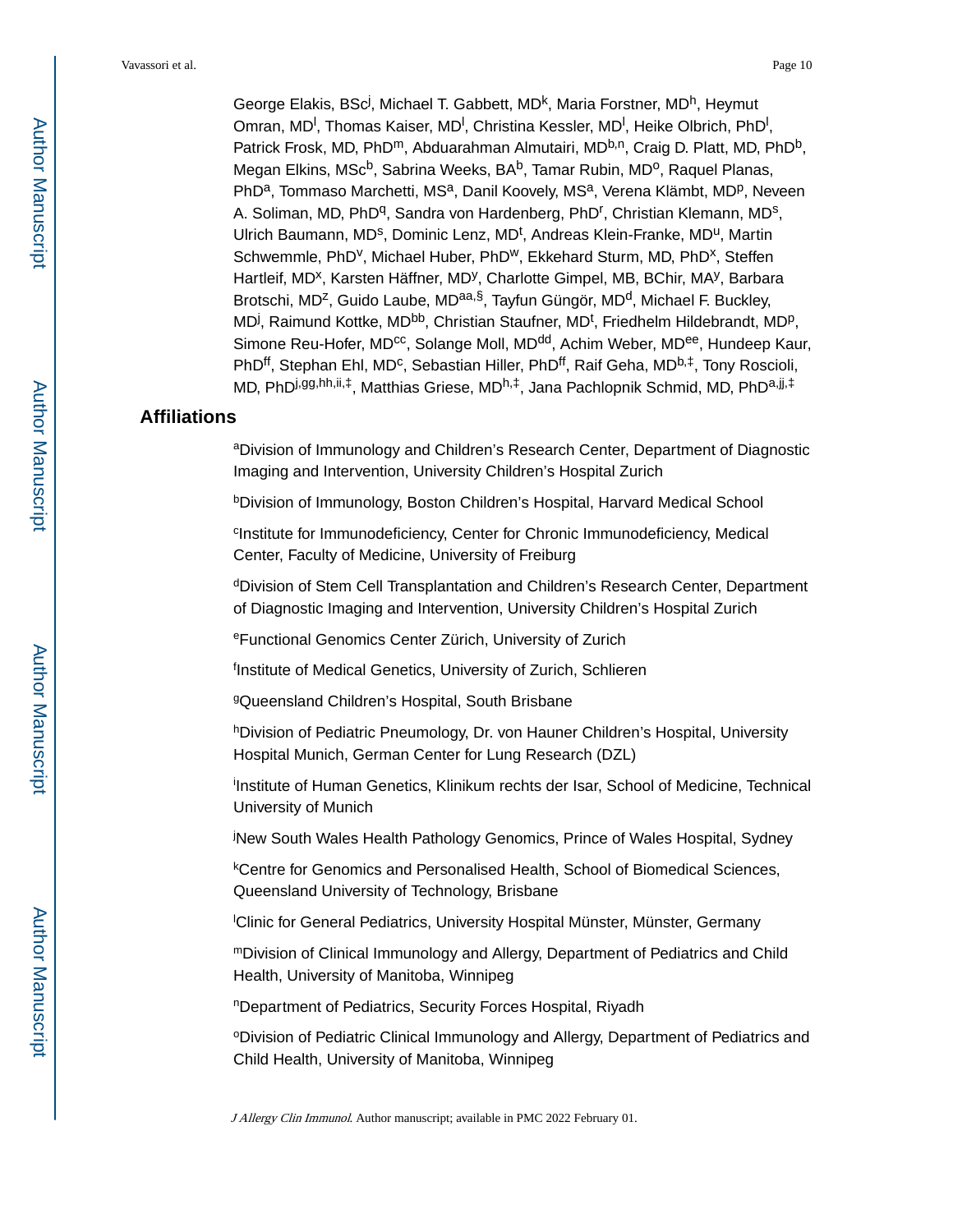George Elakis, BSc[j], Michael T. Gabbett, MD[k], Maria Forstner, MD[h], Heymut Omran, MD[l], Thomas Kaiser, MD[l], Christina Kessler, MD[l], Heike Olbrich, PhD[l], Patrick Frosk, MD, PhD[m], Abduarahman Almutairi, MD[b,n], Craig D. Platt, MD, PhD[b], Megan Elkins, MSc[b], Sabrina Weeks, BA[b], Tamar Rubin, MD[o], Raquel Planas, PhD[a], Tommaso Marchetti, MS[a], Danil Koovely, MS[a], Verena Klämbt, MD[p], Neveen A. Soliman, MD, PhD[q], Sandra von Hardenberg, PhD[r], Christian Klemann, MD[s], Ulrich Baumann, MD[s], Dominic Lenz, MD[t], Andreas Klein-Franke, MD[u], Martin Schwemmle, PhD[v], Michael Huber, PhD[w], Ekkehard Sturm, MD, PhD[x], Steffen Hartleif, MD[x], Karsten Häffner, MD[y], Charlotte Gimpel, MB, BChir, MA[y], Barbara Brotschi, MD[z], Guido Laube, MD[aa,§], Tayfun Güngör, MD[d], Michael F. Buckley, MD[j], Raimund Kottke, MD[bb], Christian Staufner, MD[t], Friedhelm Hildebrandt, MD[p], Simone Reu-Hofer, MD[cc], Solange Moll, MD[dd], Achim Weber, MD[ee], Hundeep Kaur, PhD[ff], Stephan Ehl, MD[c], Sebastian Hiller, PhD[ff], Raif Geha, MD[b,‡], Tony Roscioli, MD, PhD[j,gg,hh,ii,‡], Matthias Griese, MD[h,‡], Jana Pachlopnik Schmid, MD, PhD[a,jj,‡]

## Affiliations

[a]Division of Immunology and Children's Research Center, Department of Diagnostic Imaging and Intervention, University Children's Hospital Zurich

[b]Division of Immunology, Boston Children's Hospital, Harvard Medical School

[c]Institute for Immunodeficiency, Center for Chronic Immunodeficiency, Medical Center, Faculty of Medicine, University of Freiburg

[d]Division of Stem Cell Transplantation and Children's Research Center, Department of Diagnostic Imaging and Intervention, University Children's Hospital Zurich

[e]Functional Genomics Center Zürich, University of Zurich

[f]Institute of Medical Genetics, University of Zurich, Schlieren

[g]Queensland Children's Hospital, South Brisbane

[h]Division of Pediatric Pneumology, Dr. von Hauner Children's Hospital, University Hospital Munich, German Center for Lung Research (DZL)

[i]Institute of Human Genetics, Klinikum rechts der Isar, School of Medicine, Technical University of Munich

[j]New South Wales Health Pathology Genomics, Prince of Wales Hospital, Sydney

[k]Centre for Genomics and Personalised Health, School of Biomedical Sciences, Queensland University of Technology, Brisbane

[l]Clinic for General Pediatrics, University Hospital Münster, Münster, Germany

[m]Division of Clinical Immunology and Allergy, Department of Pediatrics and Child Health, University of Manitoba, Winnipeg

[n]Department of Pediatrics, Security Forces Hospital, Riyadh

[o]Division of Pediatric Clinical Immunology and Allergy, Department of Pediatrics and Child Health, University of Manitoba, Winnipeg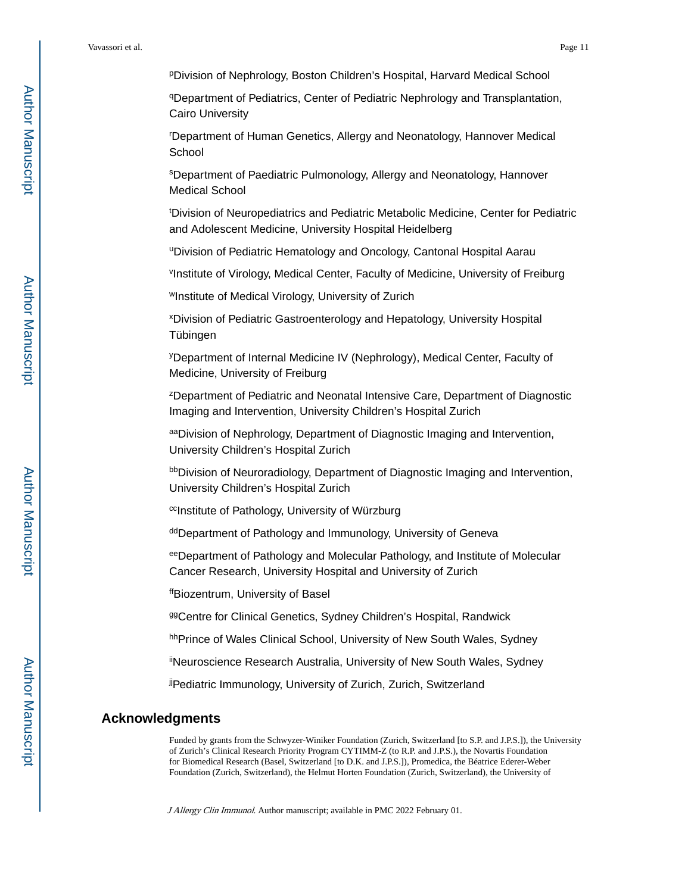[p]Division of Nephrology, Boston Children's Hospital, Harvard Medical School

[q]Department of Pediatrics, Center of Pediatric Nephrology and Transplantation, Cairo University

[r]Department of Human Genetics, Allergy and Neonatology, Hannover Medical School

[s]Department of Paediatric Pulmonology, Allergy and Neonatology, Hannover Medical School

[t]Division of Neuropediatrics and Pediatric Metabolic Medicine, Center for Pediatric and Adolescent Medicine, University Hospital Heidelberg

[u]Division of Pediatric Hematology and Oncology, Cantonal Hospital Aarau

[v]Institute of Virology, Medical Center, Faculty of Medicine, University of Freiburg

[w]Institute of Medical Virology, University of Zurich

[x]Division of Pediatric Gastroenterology and Hepatology, University Hospital Tübingen

[y]Department of Internal Medicine IV (Nephrology), Medical Center, Faculty of Medicine, University of Freiburg

[z]Department of Pediatric and Neonatal Intensive Care, Department of Diagnostic Imaging and Intervention, University Children's Hospital Zurich

[aa]Division of Nephrology, Department of Diagnostic Imaging and Intervention, University Children's Hospital Zurich

[bb]Division of Neuroradiology, Department of Diagnostic Imaging and Intervention, University Children's Hospital Zurich

[cc]Institute of Pathology, University of Würzburg

[dd]Department of Pathology and Immunology, University of Geneva

[ee]Department of Pathology and Molecular Pathology, and Institute of Molecular Cancer Research, University Hospital and University of Zurich

[ff]Biozentrum, University of Basel

[gg]Centre for Clinical Genetics, Sydney Children's Hospital, Randwick

[hh]Prince of Wales Clinical School, University of New South Wales, Sydney

[ii]Neuroscience Research Australia, University of New South Wales, Sydney

[jj]Pediatric Immunology, University of Zurich, Zurich, Switzerland

## Acknowledgments

Funded by grants from the Schwyzer-Winiker Foundation (Zurich, Switzerland [to S.P. and J.P.S.]), the University of Zurich's Clinical Research Priority Program CYTIMM-Z (to R.P. and J.P.S.), the Novartis Foundation for Biomedical Research (Basel, Switzerland [to D.K. and J.P.S.]), Promedica, the Béatrice Ederer-Weber Foundation (Zurich, Switzerland), the Helmut Horten Foundation (Zurich, Switzerland), the University of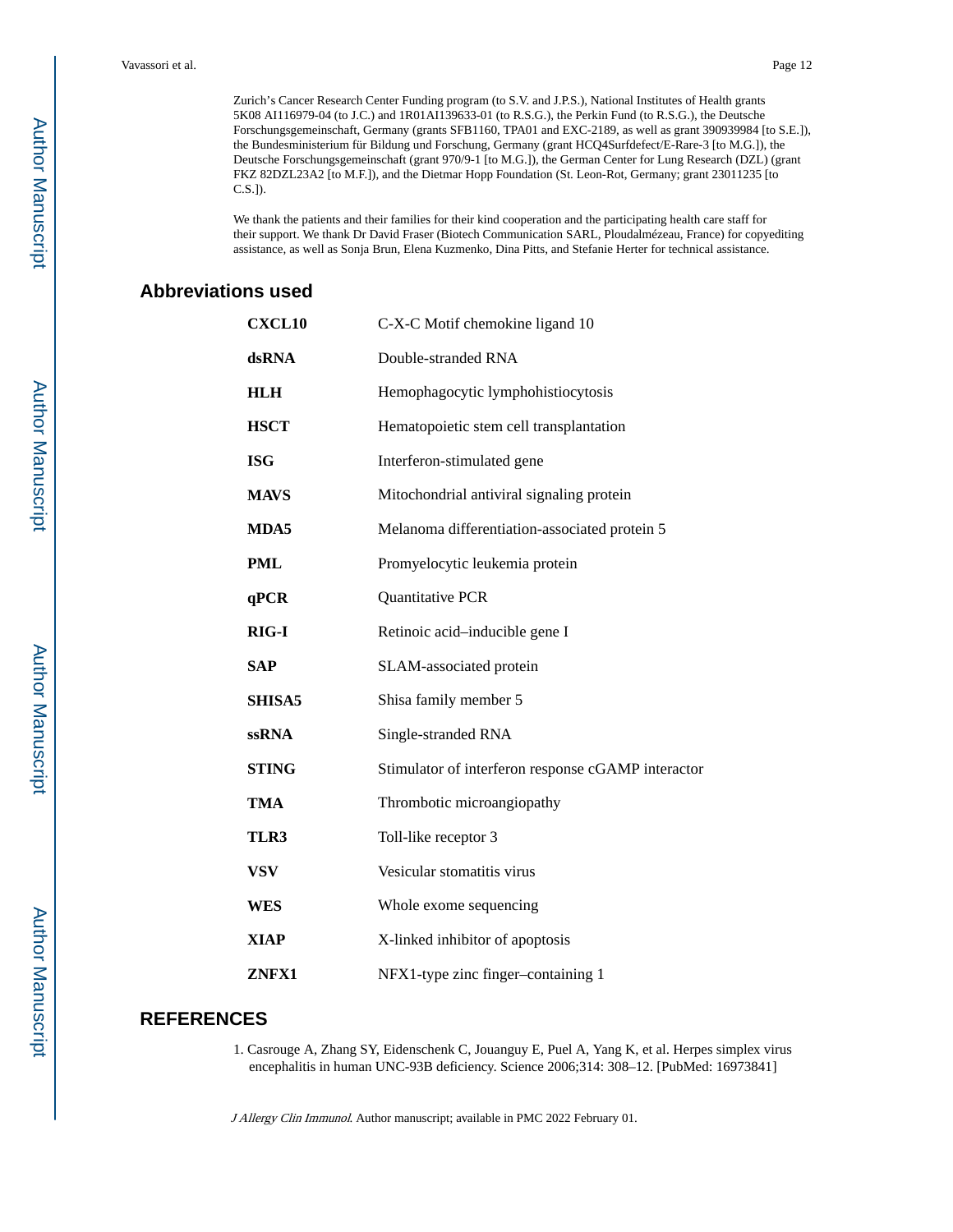Zurich's Cancer Research Center Funding program (to S.V. and J.P.S.), National Institutes of Health grants 5K08 AI116979-04 (to J.C.) and 1R01AI139633-01 (to R.S.G.), the Perkin Fund (to R.S.G.), the Deutsche Forschungsgemeinschaft, Germany (grants SFB1160, TPA01 and EXC-2189, as well as grant 390939984 [to S.E.]), the Bundesministerium für Bildung und Forschung, Germany (grant HCQ4Surfdefect/E-Rare-3 [to M.G.]), the Deutsche Forschungsgemeinschaft (grant 970/9-1 [to M.G.]), the German Center for Lung Research (DZL) (grant FKZ 82DZL23A2 [to M.F.]), and the Dietmar Hopp Foundation (St. Leon-Rot, Germany; grant 23011235 [to C.S.]).

We thank the patients and their families for their kind cooperation and the participating health care staff for their support. We thank Dr David Fraser (Biotech Communication SARL, Ploudalmézeau, France) for copyediting assistance, as well as Sonja Brun, Elena Kuzmenko, Dina Pitts, and Stefanie Herter for technical assistance.

## Abbreviations used

| | |
|---|---|
| **CXCL10** | C-X-C Motif chemokine ligand 10 |
| **dsRNA** | Double-stranded RNA |
| **HLH** | Hemophagocytic lymphohistiocytosis |
| **HSCT** | Hematopoietic stem cell transplantation |
| **ISG** | Interferon-stimulated gene |
| **MAVS** | Mitochondrial antiviral signaling protein |
| **MDA5** | Melanoma differentiation-associated protein 5 |
| **PML** | Promyelocytic leukemia protein |
| **qPCR** | Quantitative PCR |
| **RIG-I** | Retinoic acid–inducible gene I |
| **SAP** | SLAM-associated protein |
| **SHISA5** | Shisa family member 5 |
| **ssRNA** | Single-stranded RNA |
| **STING** | Stimulator of interferon response cGAMP interactor |
| **TMA** | Thrombotic microangiopathy |
| **TLR3** | Toll-like receptor 3 |
| **VSV** | Vesicular stomatitis virus |
| **WES** | Whole exome sequencing |
| **XIAP** | X-linked inhibitor of apoptosis |
| **ZNFX1** | NFX1-type zinc finger–containing 1 |

## REFERENCES

1. Casrouge A, Zhang SY, Eidenschenk C, Jouanguy E, Puel A, Yang K, et al. Herpes simplex virus encephalitis in human UNC-93B deficiency. Science 2006;314: 308–12. [PubMed: 16973841]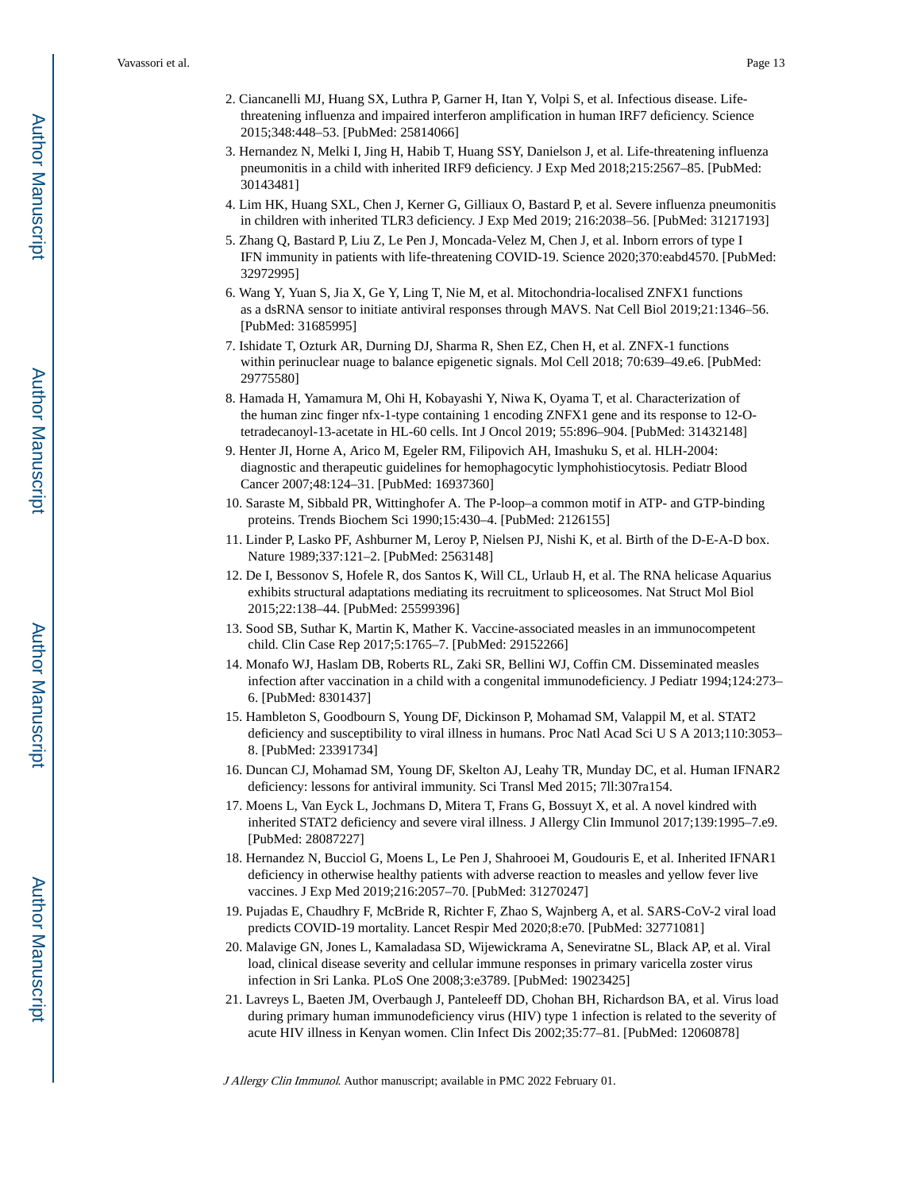2. Ciancanelli MJ, Huang SX, Luthra P, Garner H, Itan Y, Volpi S, et al. Infectious disease. Life-threatening influenza and impaired interferon amplification in human IRF7 deficiency. Science 2015;348:448–53. [PubMed: 25814066]
3. Hernandez N, Melki I, Jing H, Habib T, Huang SSY, Danielson J, et al. Life-threatening influenza pneumonitis in a child with inherited IRF9 deficiency. J Exp Med 2018;215:2567–85. [PubMed: 30143481]
4. Lim HK, Huang SXL, Chen J, Kerner G, Gilliaux O, Bastard P, et al. Severe influenza pneumonitis in children with inherited TLR3 deficiency. J Exp Med 2019; 216:2038–56. [PubMed: 31217193]
5. Zhang Q, Bastard P, Liu Z, Le Pen J, Moncada-Velez M, Chen J, et al. Inborn errors of type I IFN immunity in patients with life-threatening COVID-19. Science 2020;370:eabd4570. [PubMed: 32972995]
6. Wang Y, Yuan S, Jia X, Ge Y, Ling T, Nie M, et al. Mitochondria-localised ZNFX1 functions as a dsRNA sensor to initiate antiviral responses through MAVS. Nat Cell Biol 2019;21:1346–56. [PubMed: 31685995]
7. Ishidate T, Ozturk AR, Durning DJ, Sharma R, Shen EZ, Chen H, et al. ZNFX-1 functions within perinuclear nuage to balance epigenetic signals. Mol Cell 2018; 70:639–49.e6. [PubMed: 29775580]
8. Hamada H, Yamamura M, Ohi H, Kobayashi Y, Niwa K, Oyama T, et al. Characterization of the human zinc finger nfx-1-type containing 1 encoding ZNFX1 gene and its response to 12-O-tetradecanoyl-13-acetate in HL-60 cells. Int J Oncol 2019; 55:896–904. [PubMed: 31432148]
9. Henter JI, Horne A, Arico M, Egeler RM, Filipovich AH, Imashuku S, et al. HLH-2004: diagnostic and therapeutic guidelines for hemophagocytic lymphohistiocytosis. Pediatr Blood Cancer 2007;48:124–31. [PubMed: 16937360]
10. Saraste M, Sibbald PR, Wittinghofer A. The P-loop–a common motif in ATP- and GTP-binding proteins. Trends Biochem Sci 1990;15:430–4. [PubMed: 2126155]
11. Linder P, Lasko PF, Ashburner M, Leroy P, Nielsen PJ, Nishi K, et al. Birth of the D-E-A-D box. Nature 1989;337:121–2. [PubMed: 2563148]
12. De I, Bessonov S, Hofele R, dos Santos K, Will CL, Urlaub H, et al. The RNA helicase Aquarius exhibits structural adaptations mediating its recruitment to spliceosomes. Nat Struct Mol Biol 2015;22:138–44. [PubMed: 25599396]
13. Sood SB, Suthar K, Martin K, Mather K. Vaccine-associated measles in an immunocompetent child. Clin Case Rep 2017;5:1765–7. [PubMed: 29152266]
14. Monafo WJ, Haslam DB, Roberts RL, Zaki SR, Bellini WJ, Coffin CM. Disseminated measles infection after vaccination in a child with a congenital immunodeficiency. J Pediatr 1994;124:273–6. [PubMed: 8301437]
15. Hambleton S, Goodbourn S, Young DF, Dickinson P, Mohamad SM, Valappil M, et al. STAT2 deficiency and susceptibility to viral illness in humans. Proc Natl Acad Sci U S A 2013;110:3053–8. [PubMed: 23391734]
16. Duncan CJ, Mohamad SM, Young DF, Skelton AJ, Leahy TR, Munday DC, et al. Human IFNAR2 deficiency: lessons for antiviral immunity. Sci Transl Med 2015; 7ll:307ra154.
17. Moens L, Van Eyck L, Jochmans D, Mitera T, Frans G, Bossuyt X, et al. A novel kindred with inherited STAT2 deficiency and severe viral illness. J Allergy Clin Immunol 2017;139:1995–7.e9. [PubMed: 28087227]
18. Hernandez N, Bucciol G, Moens L, Le Pen J, Shahrooei M, Goudouris E, et al. Inherited IFNAR1 deficiency in otherwise healthy patients with adverse reaction to measles and yellow fever live vaccines. J Exp Med 2019;216:2057–70. [PubMed: 31270247]
19. Pujadas E, Chaudhry F, McBride R, Richter F, Zhao S, Wajnberg A, et al. SARS-CoV-2 viral load predicts COVID-19 mortality. Lancet Respir Med 2020;8:e70. [PubMed: 32771081]
20. Malavige GN, Jones L, Kamaladasa SD, Wijewickrama A, Seneviratne SL, Black AP, et al. Viral load, clinical disease severity and cellular immune responses in primary varicella zoster virus infection in Sri Lanka. PLoS One 2008;3:e3789. [PubMed: 19023425]
21. Lavreys L, Baeten JM, Overbaugh J, Panteleeff DD, Chohan BH, Richardson BA, et al. Virus load during primary human immunodeficiency virus (HIV) type 1 infection is related to the severity of acute HIV illness in Kenyan women. Clin Infect Dis 2002;35:77–81. [PubMed: 12060878]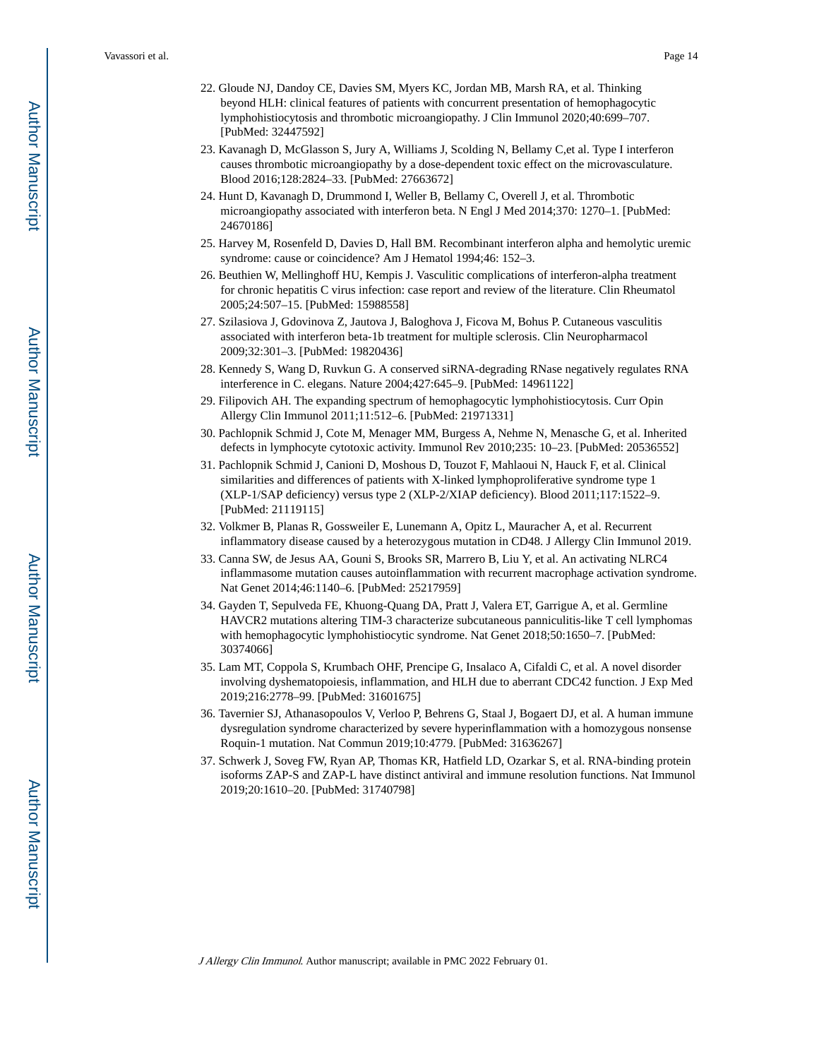22. Gloude NJ, Dandoy CE, Davies SM, Myers KC, Jordan MB, Marsh RA, et al. Thinking beyond HLH: clinical features of patients with concurrent presentation of hemophagocytic lymphohistiocytosis and thrombotic microangiopathy. J Clin Immunol 2020;40:699–707. [PubMed: 32447592]
23. Kavanagh D, McGlasson S, Jury A, Williams J, Scolding N, Bellamy C,et al. Type I interferon causes thrombotic microangiopathy by a dose-dependent toxic effect on the microvasculature. Blood 2016;128:2824–33. [PubMed: 27663672]
24. Hunt D, Kavanagh D, Drummond I, Weller B, Bellamy C, Overell J, et al. Thrombotic microangiopathy associated with interferon beta. N Engl J Med 2014;370: 1270–1. [PubMed: 24670186]
25. Harvey M, Rosenfeld D, Davies D, Hall BM. Recombinant interferon alpha and hemolytic uremic syndrome: cause or coincidence? Am J Hematol 1994;46: 152–3.
26. Beuthien W, Mellinghoff HU, Kempis J. Vasculitic complications of interferon-alpha treatment for chronic hepatitis C virus infection: case report and review of the literature. Clin Rheumatol 2005;24:507–15. [PubMed: 15988558]
27. Szilasiova J, Gdovinova Z, Jautova J, Baloghova J, Ficova M, Bohus P. Cutaneous vasculitis associated with interferon beta-1b treatment for multiple sclerosis. Clin Neuropharmacol 2009;32:301–3. [PubMed: 19820436]
28. Kennedy S, Wang D, Ruvkun G. A conserved siRNA-degrading RNase negatively regulates RNA interference in C. elegans. Nature 2004;427:645–9. [PubMed: 14961122]
29. Filipovich AH. The expanding spectrum of hemophagocytic lymphohistiocytosis. Curr Opin Allergy Clin Immunol 2011;11:512–6. [PubMed: 21971331]
30. Pachlopnik Schmid J, Cote M, Menager MM, Burgess A, Nehme N, Menasche G, et al. Inherited defects in lymphocyte cytotoxic activity. Immunol Rev 2010;235: 10–23. [PubMed: 20536552]
31. Pachlopnik Schmid J, Canioni D, Moshous D, Touzot F, Mahlaoui N, Hauck F, et al. Clinical similarities and differences of patients with X-linked lymphoproliferative syndrome type 1 (XLP-1/SAP deficiency) versus type 2 (XLP-2/XIAP deficiency). Blood 2011;117:1522–9. [PubMed: 21119115]
32. Volkmer B, Planas R, Gossweiler E, Lunemann A, Opitz L, Mauracher A, et al. Recurrent inflammatory disease caused by a heterozygous mutation in CD48. J Allergy Clin Immunol 2019.
33. Canna SW, de Jesus AA, Gouni S, Brooks SR, Marrero B, Liu Y, et al. An activating NLRC4 inflammasome mutation causes autoinflammation with recurrent macrophage activation syndrome. Nat Genet 2014;46:1140–6. [PubMed: 25217959]
34. Gayden T, Sepulveda FE, Khuong-Quang DA, Pratt J, Valera ET, Garrigue A, et al. Germline HAVCR2 mutations altering TIM-3 characterize subcutaneous panniculitis-like T cell lymphomas with hemophagocytic lymphohistiocytic syndrome. Nat Genet 2018;50:1650–7. [PubMed: 30374066]
35. Lam MT, Coppola S, Krumbach OHF, Prencipe G, Insalaco A, Cifaldi C, et al. A novel disorder involving dyshematopoiesis, inflammation, and HLH due to aberrant CDC42 function. J Exp Med 2019;216:2778–99. [PubMed: 31601675]
36. Tavernier SJ, Athanasopoulos V, Verloo P, Behrens G, Staal J, Bogaert DJ, et al. A human immune dysregulation syndrome characterized by severe hyperinflammation with a homozygous nonsense Roquin-1 mutation. Nat Commun 2019;10:4779. [PubMed: 31636267]
37. Schwerk J, Soveg FW, Ryan AP, Thomas KR, Hatfield LD, Ozarkar S, et al. RNA-binding protein isoforms ZAP-S and ZAP-L have distinct antiviral and immune resolution functions. Nat Immunol 2019;20:1610–20. [PubMed: 31740798]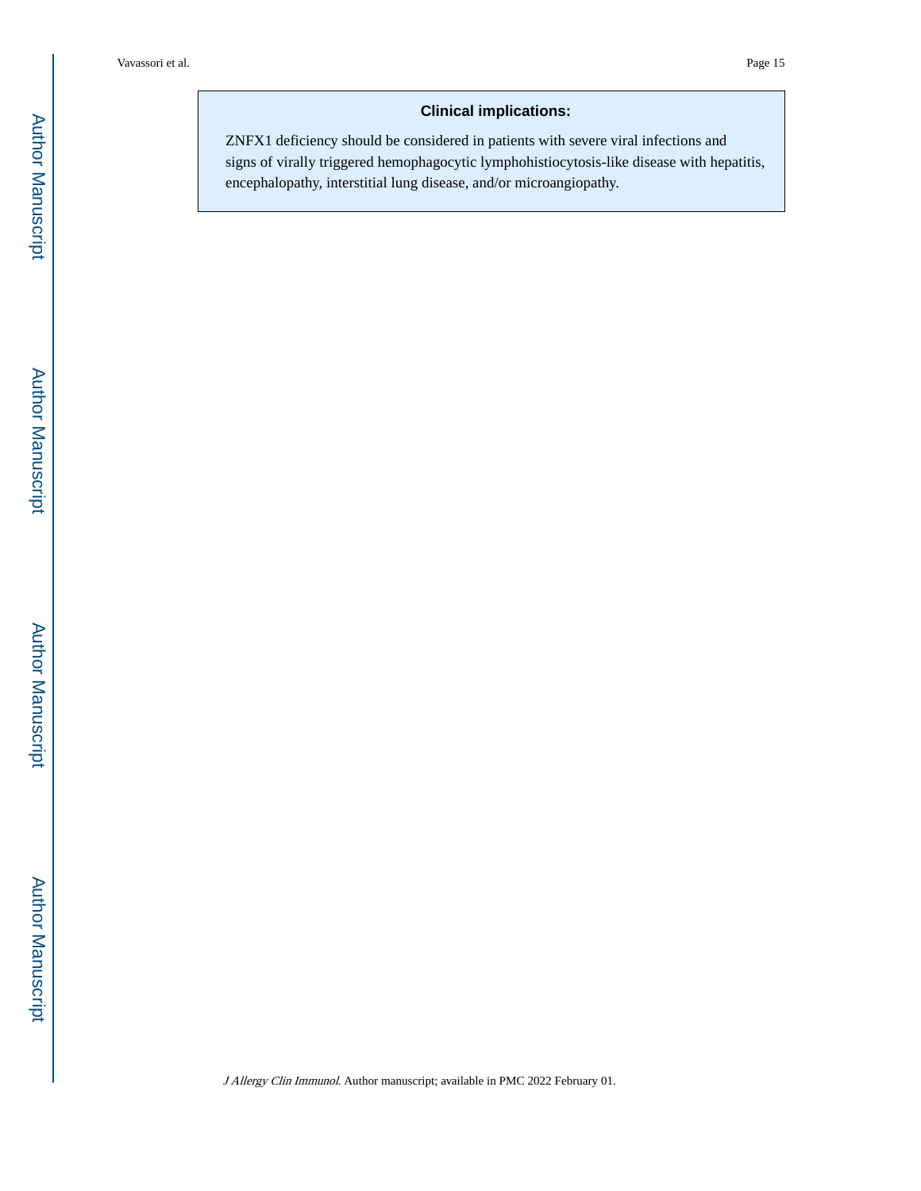**Clinical implications:**

ZNFX1 deficiency should be considered in patients with severe viral infections and signs of virally triggered hemophagocytic lymphohistiocytosis-like disease with hepatitis, encephalopathy, interstitial lung disease, and/or microangiopathy.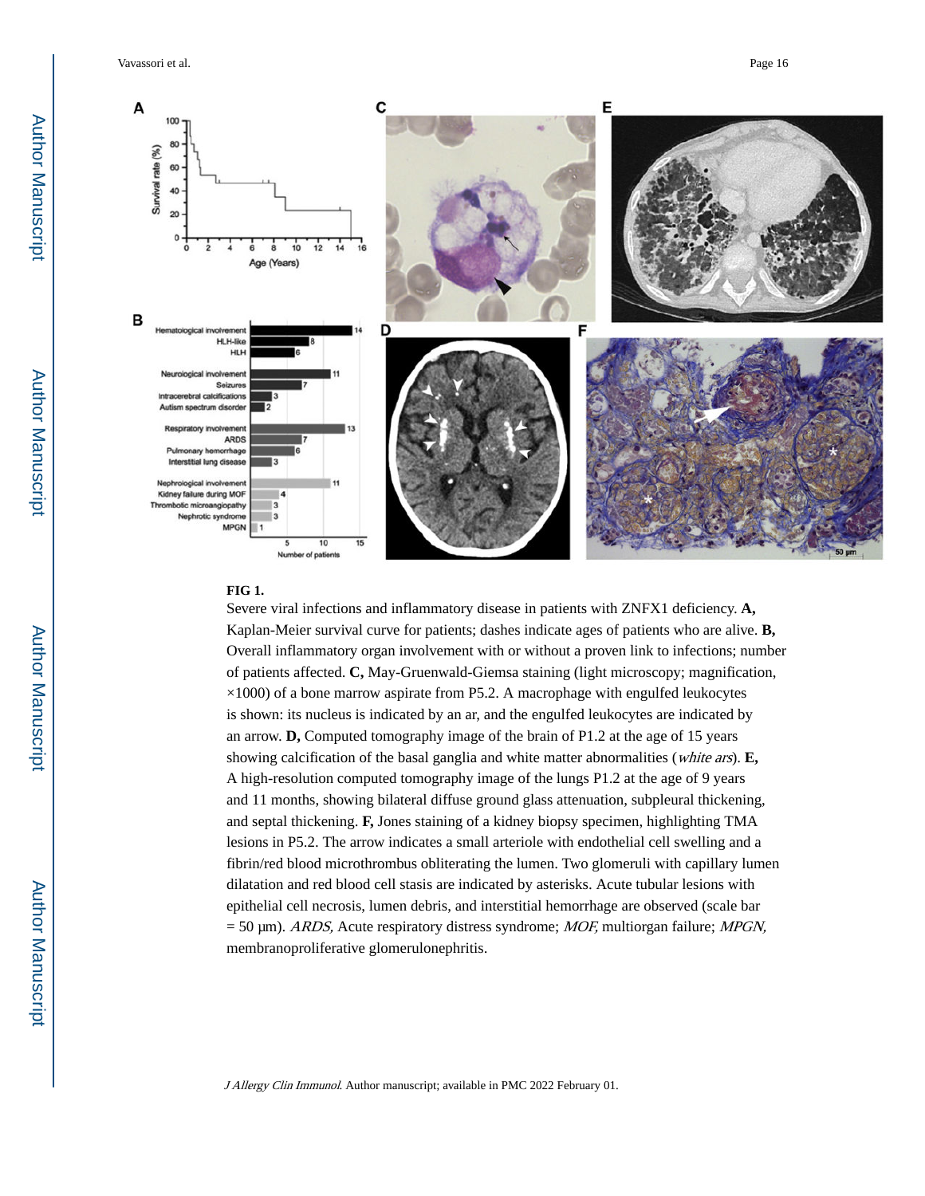**FIG 1.**

Severe viral infections and inflammatory disease in patients with ZNFX1 deficiency. **A,** Kaplan-Meier survival curve for patients; dashes indicate ages of patients who are alive. **B,** Overall inflammatory organ involvement with or without a proven link to infections; number of patients affected. **C,** May-Gruenwald-Giemsa staining (light microscopy; magnification, ×1000) of a bone marrow aspirate from P5.2. A macrophage with engulfed leukocytes is shown: its nucleus is indicated by an ar, and the engulfed leukocytes are indicated by an arrow. **D,** Computed tomography image of the brain of P1.2 at the age of 15 years showing calcification of the basal ganglia and white matter abnormalities (*white ars*). **E,** A high-resolution computed tomography image of the lungs P1.2 at the age of 9 years and 11 months, showing bilateral diffuse ground glass attenuation, subpleural thickening, and septal thickening. **F,** Jones staining of a kidney biopsy specimen, highlighting TMA lesions in P5.2. The arrow indicates a small arteriole with endothelial cell swelling and a fibrin/red blood microthrombus obliterating the lumen. Two glomeruli with capillary lumen dilatation and red blood cell stasis are indicated by asterisks. Acute tubular lesions with epithelial cell necrosis, lumen debris, and interstitial hemorrhage are observed (scale bar = 50 μm). *ARDS,* Acute respiratory distress syndrome; *MOF,* multiorgan failure; *MPGN,* membranoproliferative glomerulonephritis.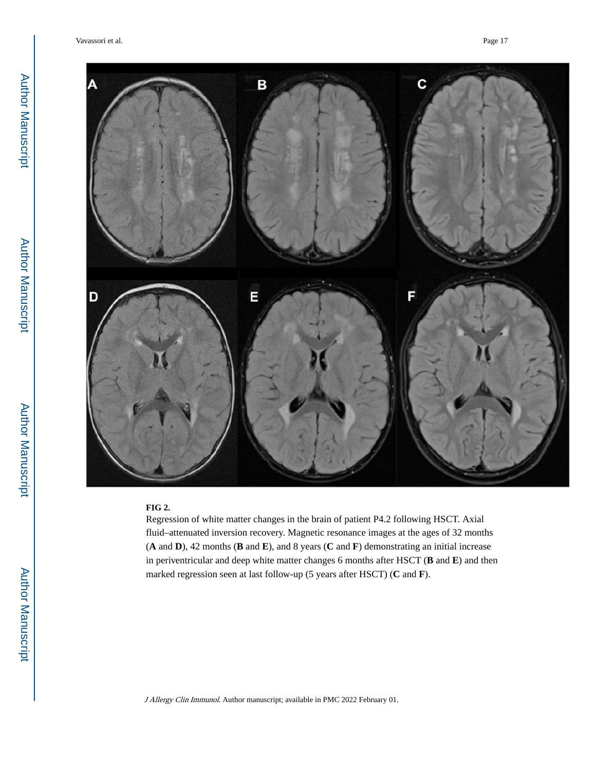**FIG 2.**

Regression of white matter changes in the brain of patient P4.2 following HSCT. Axial fluid–attenuated inversion recovery. Magnetic resonance images at the ages of 32 months (**A** and **D**), 42 months (**B** and **E**), and 8 years (**C** and **F**) demonstrating an initial increase in periventricular and deep white matter changes 6 months after HSCT (**B** and **E**) and then marked regression seen at last follow-up (5 years after HSCT) (**C** and **F**).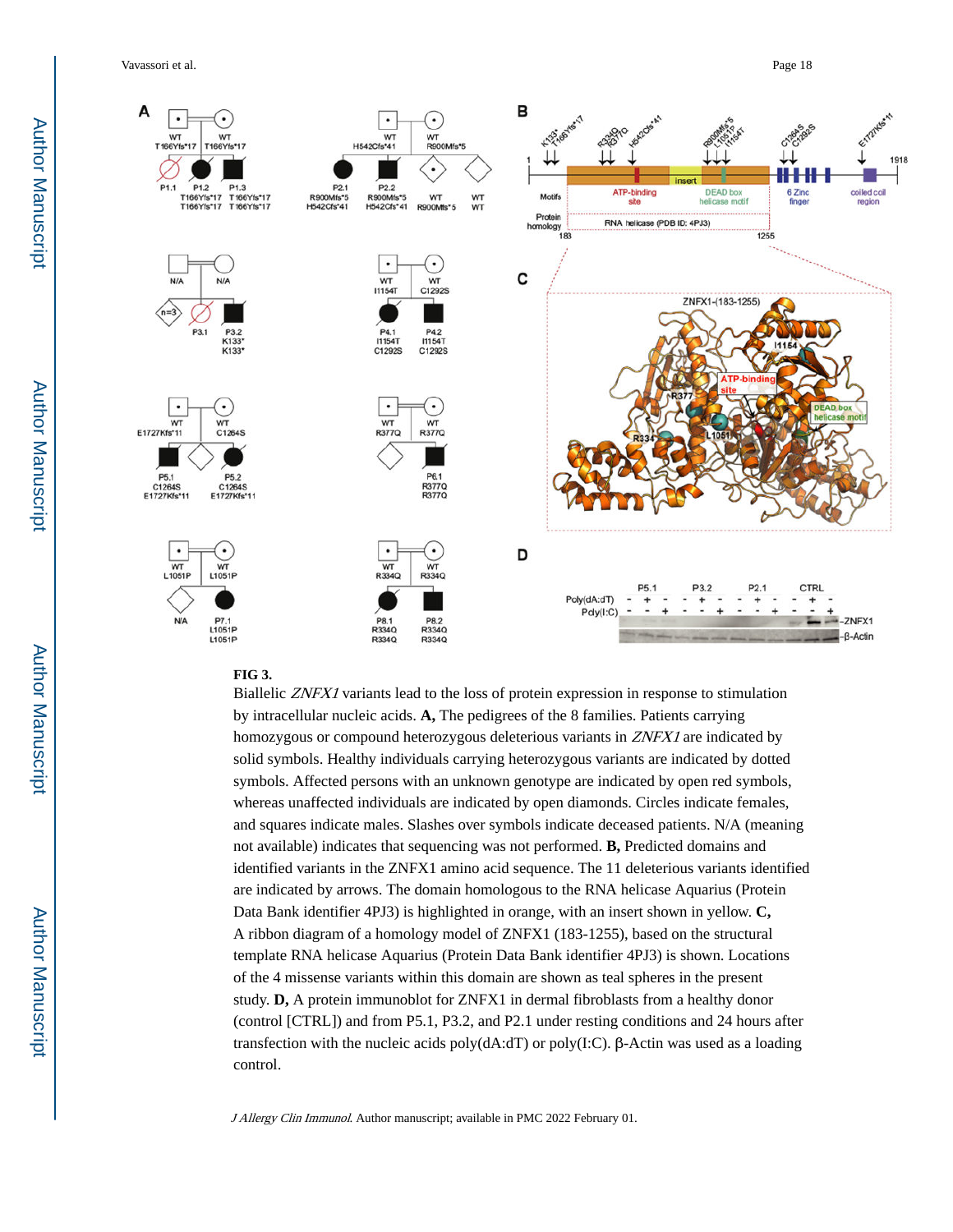**FIG 3.**

Biallelic *ZNFX1* variants lead to the loss of protein expression in response to stimulation by intracellular nucleic acids. **A,** The pedigrees of the 8 families. Patients carrying homozygous or compound heterozygous deleterious variants in *ZNFX1* are indicated by solid symbols. Healthy individuals carrying heterozygous variants are indicated by dotted symbols. Affected persons with an unknown genotype are indicated by open red symbols, whereas unaffected individuals are indicated by open diamonds. Circles indicate females, and squares indicate males. Slashes over symbols indicate deceased patients. N/A (meaning not available) indicates that sequencing was not performed. **B,** Predicted domains and identified variants in the ZNFX1 amino acid sequence. The 11 deleterious variants identified are indicated by arrows. The domain homologous to the RNA helicase Aquarius (Protein Data Bank identifier 4PJ3) is highlighted in orange, with an insert shown in yellow. **C,** A ribbon diagram of a homology model of ZNFX1 (183-1255), based on the structural template RNA helicase Aquarius (Protein Data Bank identifier 4PJ3) is shown. Locations of the 4 missense variants within this domain are shown as teal spheres in the present study. **D,** A protein immunoblot for ZNFX1 in dermal fibroblasts from a healthy donor (control [CTRL]) and from P5.1, P3.2, and P2.1 under resting conditions and 24 hours after transfection with the nucleic acids poly(dA:dT) or poly(I:C). β-Actin was used as a loading control.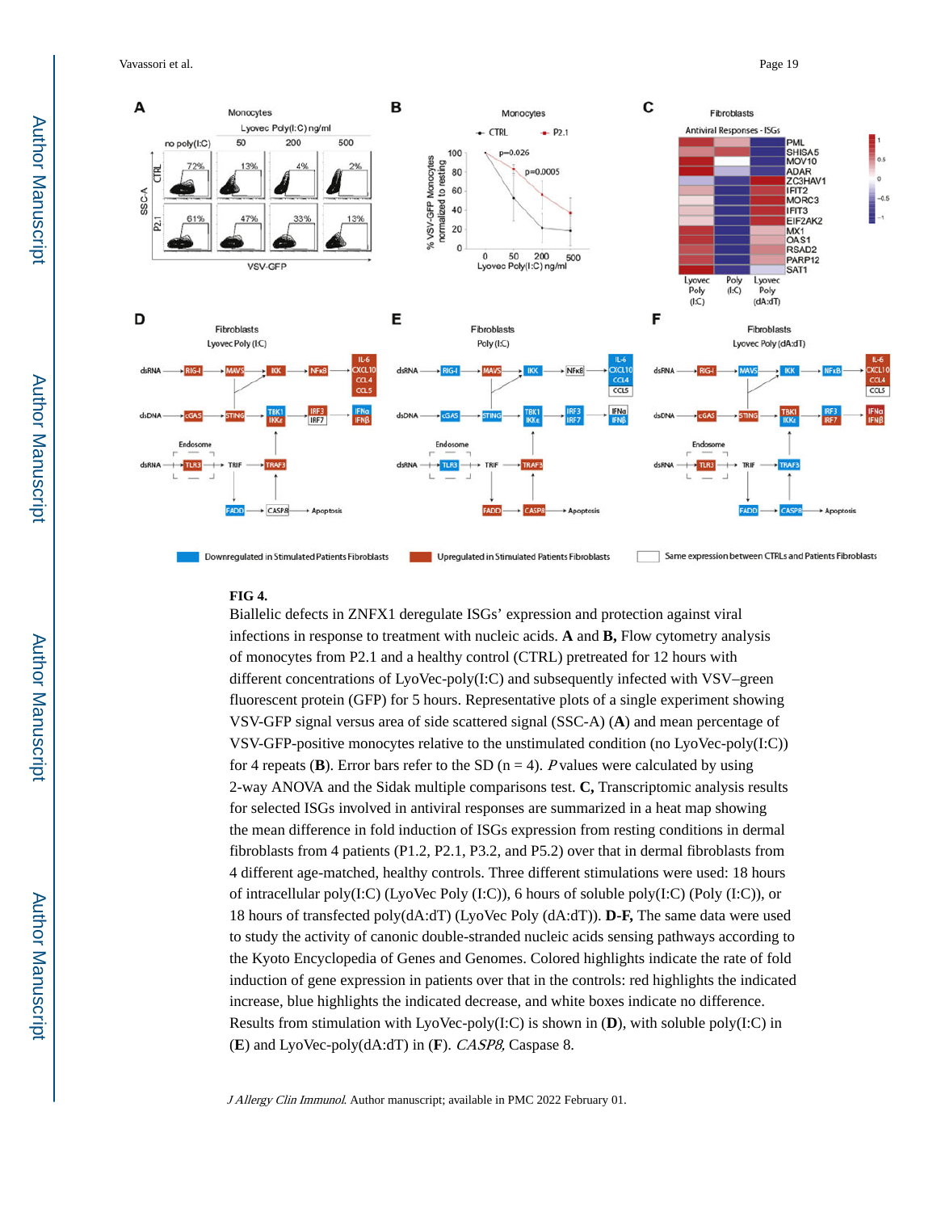**FIG 4.**

Biallelic defects in ZNFX1 deregulate ISGs' expression and protection against viral infections in response to treatment with nucleic acids. **A** and **B,** Flow cytometry analysis of monocytes from P2.1 and a healthy control (CTRL) pretreated for 12 hours with different concentrations of LyoVec-poly(I:C) and subsequently infected with VSV–green fluorescent protein (GFP) for 5 hours. Representative plots of a single experiment showing VSV-GFP signal versus area of side scattered signal (SSC-A) (**A**) and mean percentage of VSV-GFP-positive monocytes relative to the unstimulated condition (no LyoVec-poly(I:C)) for 4 repeats (**B**). Error bars refer to the SD ($n = 4$). *P* values were calculated by using 2-way ANOVA and the Sidak multiple comparisons test. **C,** Transcriptomic analysis results for selected ISGs involved in antiviral responses are summarized in a heat map showing the mean difference in fold induction of ISGs expression from resting conditions in dermal fibroblasts from 4 patients (P1.2, P2.1, P3.2, and P5.2) over that in dermal fibroblasts from 4 different age-matched, healthy controls. Three different stimulations were used: 18 hours of intracellular poly(I:C) (LyoVec Poly (I:C)), 6 hours of soluble poly(I:C) (Poly (I:C)), or 18 hours of transfected poly(dA:dT) (LyoVec Poly (dA:dT)). **D-F,** The same data were used to study the activity of canonic double-stranded nucleic acids sensing pathways according to the Kyoto Encyclopedia of Genes and Genomes. Colored highlights indicate the rate of fold induction of gene expression in patients over that in the controls: red highlights the indicated increase, blue highlights the indicated decrease, and white boxes indicate no difference. Results from stimulation with LyoVec-poly(I:C) is shown in (**D**), with soluble poly(I:C) in (**E**) and LyoVec-poly(dA:dT) in (**F**). *CASP8,* Caspase 8.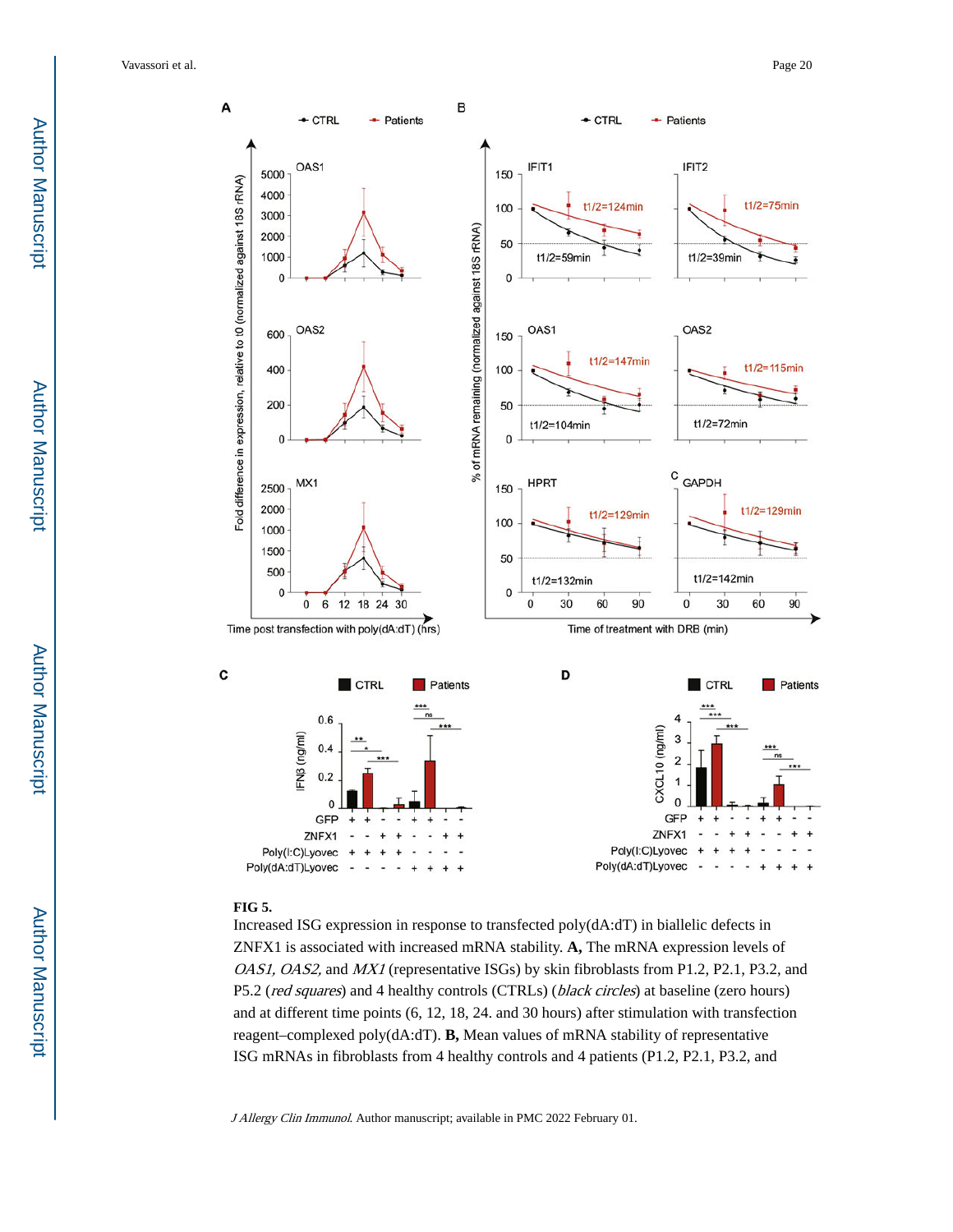**FIG 5.**

Increased ISG expression in response to transfected poly(dA:dT) in biallelic defects in ZNFX1 is associated with increased mRNA stability. **A,** The mRNA expression levels of *OAS1, OAS2,* and *MX1* (representative ISGs) by skin fibroblasts from P1.2, P2.1, P3.2, and P5.2 (*red squares*) and 4 healthy controls (CTRLs) (*black circles*) at baseline (zero hours) and at different time points (6, 12, 18, 24. and 30 hours) after stimulation with transfection reagent–complexed poly(dA:dT). **B,** Mean values of mRNA stability of representative ISG mRNAs in fibroblasts from 4 healthy controls and 4 patients (P1.2, P2.1, P3.2, and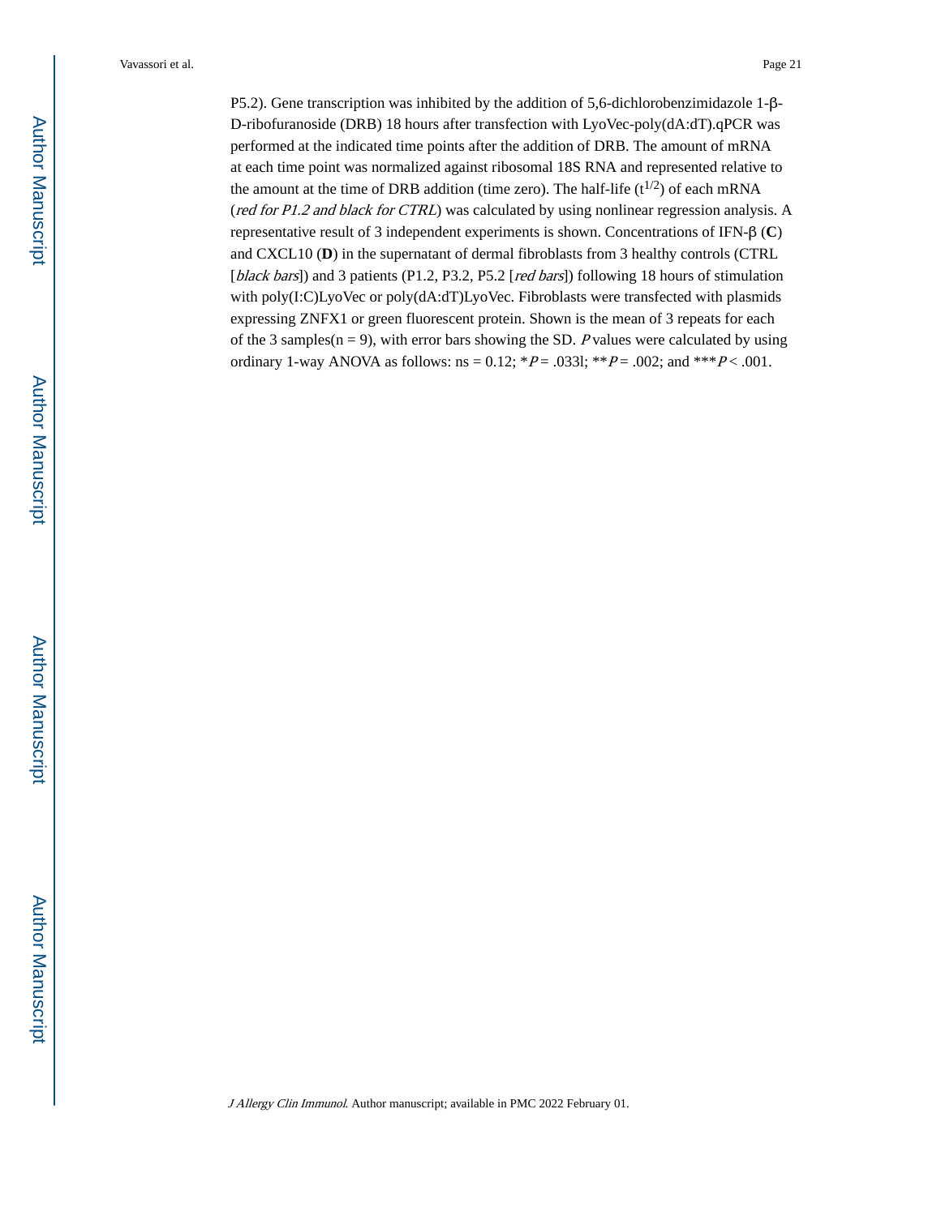P5.2). Gene transcription was inhibited by the addition of 5,6-dichlorobenzimidazole 1-β-D-ribofuranoside (DRB) 18 hours after transfection with LyoVec-poly(dA:dT).qPCR was performed at the indicated time points after the addition of DRB. The amount of mRNA at each time point was normalized against ribosomal 18S RNA and represented relative to the amount at the time of DRB addition (time zero). The half-life ($t^{1/2}$) of each mRNA (*red for P1.2 and black for CTRL*) was calculated by using nonlinear regression analysis. A representative result of 3 independent experiments is shown. Concentrations of IFN-β (**C**) and CXCL10 (**D**) in the supernatant of dermal fibroblasts from 3 healthy controls (CTRL [*black bars*]) and 3 patients (P1.2, P3.2, P5.2 [*red bars*]) following 18 hours of stimulation with poly(I:C)LyoVec or poly(dA:dT)LyoVec. Fibroblasts were transfected with plasmids expressing ZNFX1 or green fluorescent protein. Shown is the mean of 3 repeats for each of the 3 samples($n = 9$), with error bars showing the SD. *P* values were calculated by using ordinary 1-way ANOVA as follows: ns = 0.12; *$P = .033$l; **$P = .002$; and ***$P < .001$.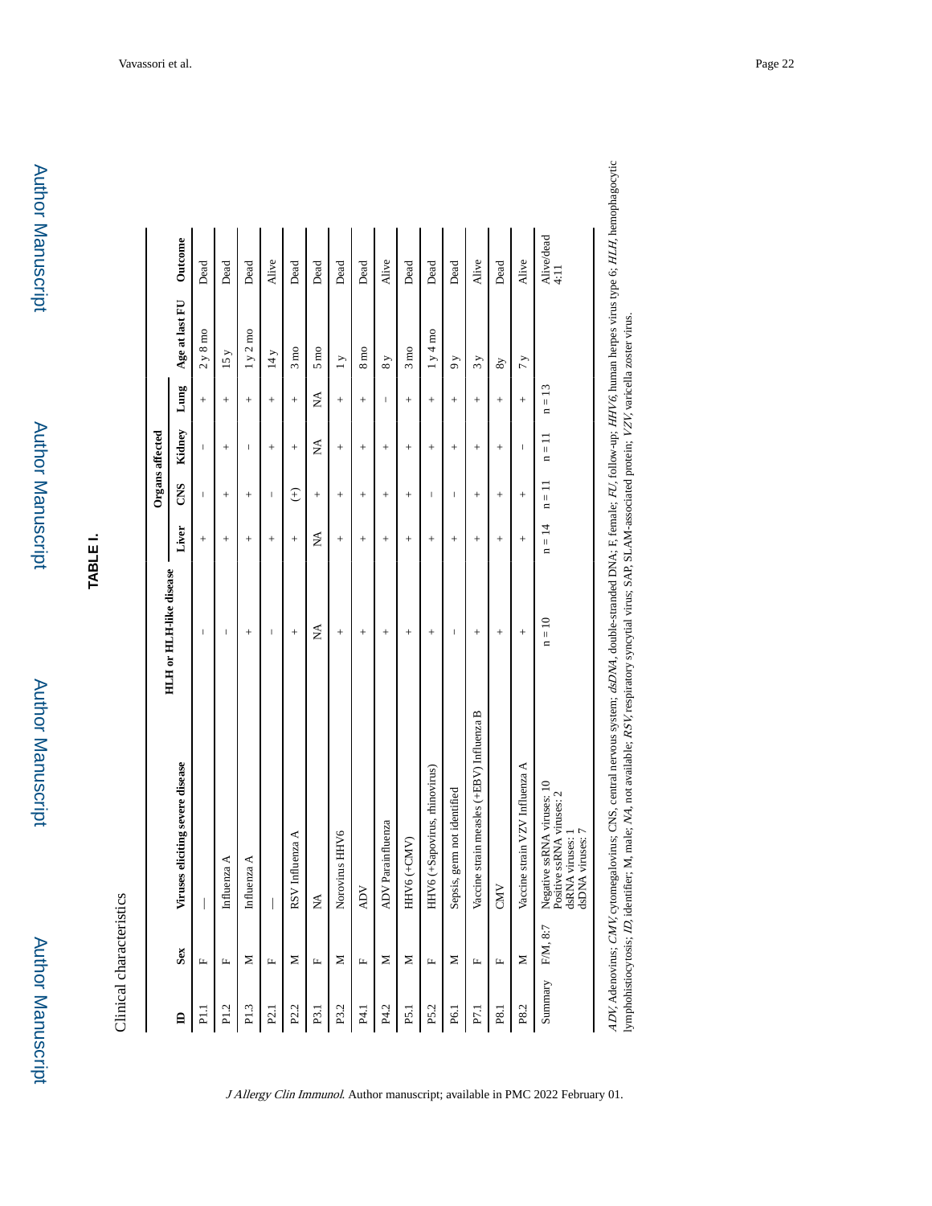## TABLE I.

Clinical characteristics

| ID | Sex | Viruses eliciting severe disease | HLH or HLH-like disease | Organs affected | | | | Age at last FU | Outcome |
|---|---|---|---|---|---|---|---|---|---|
| | | | | Liver | CNS | Kidney | Lung | | |
| P1.1 | F | — | − | + | − | − | + | 2 y 8 mo | Dead |
| P1.2 | F | Influenza A | − | + | + | + | + | 15 y | Dead |
| P1.3 | M | Influenza A | + | + | + | − | + | 1 y 2 mo | Dead |
| P2.1 | F | — | − | + | − | + | + | 14 y | Alive |
| P2.2 | M | RSV Influenza A | + | + | (+) | + | + | 3 mo | Dead |
| P3.1 | F | NA | NA | NA | + | NA | NA | 5 mo | Dead |
| P3.2 | M | Norovirus HHV6 | + | + | + | + | + | 1 y | Dead |
| P4.1 | F | ADV | + | + | + | + | + | 8 mo | Dead |
| P4.2 | M | ADV Parainfluenza | + | + | + | + | − | 8 y | Alive |
| P5.1 | M | HHV6 (+CMV) | + | + | + | + | + | 3 mo | Dead |
| P5.2 | F | HHV6 (+Sapovirus, rhinovirus) | + | + | − | + | + | 1 y 4 mo | Dead |
| P6.1 | M | Sepsis, germ not identified | − | + | − | + | + | 9 y | Dead |
| P7.1 | F | Vaccine strain measles (+EBV) Influenza B | + | + | + | + | + | 3 y | Alive |
| P8.1 | F | CMV | + | + | + | + | + | 8y | Dead |
| P8.2 | M | Vaccine strain VZV Influenza A | + | + | + | − | + | 7 y | Alive |
| Summary | F/M, 8:7 | Negative ssRNA viruses: 10<br>Positive ssRNA viruses: 2<br>dsRNA viruses: 1<br>dsDNA viruses: 7 | n = 10 | n = 14 | n = 11 | n = 11 | n = 13 | | Alive/dead 4:11 |

*ADV*, Adenovirus; *CMV*, cytomegalovirus; CNS, central nervous system; *dsDNA*, double-stranded DNA; F, female; *FU*, follow-up; *HHV6*, human herpes virus type 6; *HLH*, hemophagocytic lymphohistiocytosis; *ID*, identifier; M, male; *NA*, not available; *RSV*, respiratory syncytial virus; SAP, SLAM-associated protein; *VZV*, varicella zoster virus.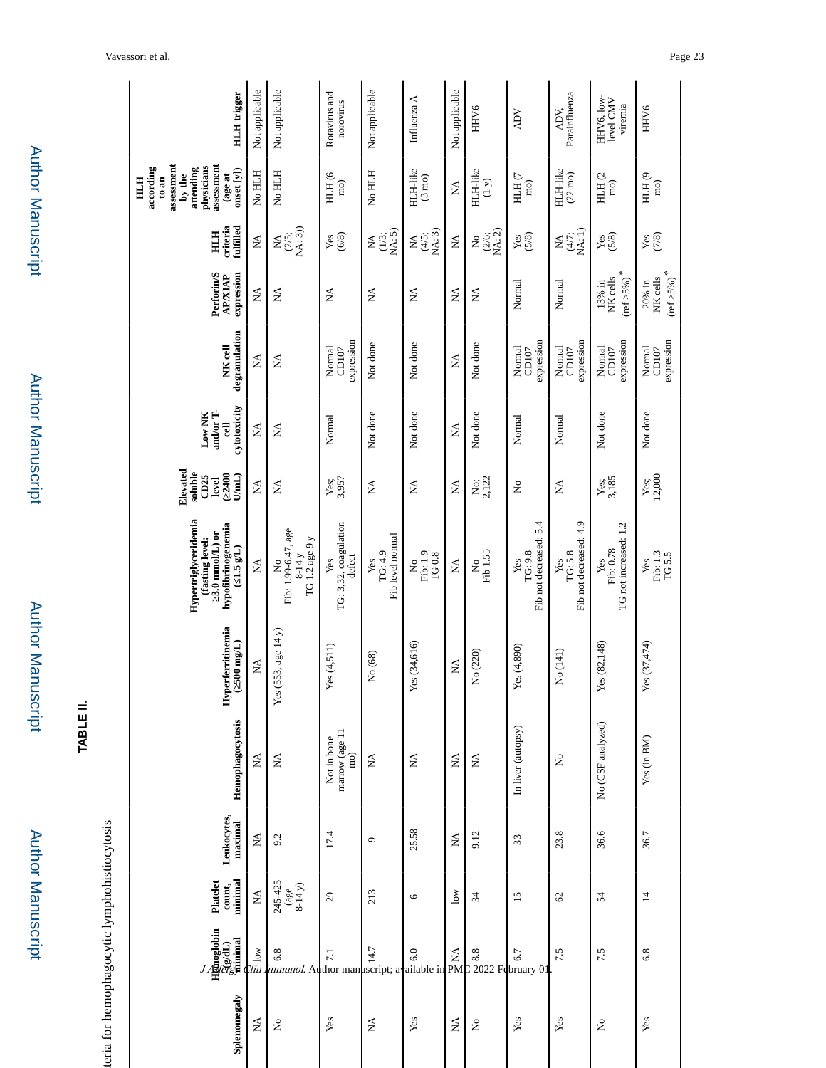## TABLE II.

...teria for hemophagocytic lymphohistiocytosis

| Splenomegaly | Hemoglobin (g/dL) minimal | Platelet count, minimal | Leukocytes, maximal | Hemophagocytosis | Hyperferritinemia (≥500 mg/L) | Hypertriglyceridemia (fasting level: ≥3.0 mmol/L) or hypofibrinogenemia (≤1.5 g/L) | Elevated soluble CD25 level (≥2400 U/mL) | Low NK and/or T-cell cytotoxicity | NK cell degranulation | Perforin/SAP/XIAP expression | HLH criteria fulfilled | HLH according to an assessment by the attending physicians assessment (age at onset [y]) | HLH trigger |
|---|---|---|---|---|---|---|---|---|---|---|---|---|---|
| NA | low | NA | NA | NA | NA | NA | NA | NA | NA | NA | NA | No HLH | Not applicable |
| No | 6.8 | 245-425 (age 8-14 y) | 9.2 | NA | Yes (553, age 14 y) | No Fib: 1.99-6.47, age 8-14 y TG 1.2 age 9 y | NA | NA | NA | NA | NA (2/5; NA: 3)) | No HLH | Not applicable |
| Yes | 7.1 | 29 | 17.4 | Not in bone marrow (age 11 mo) | Yes (4,511) | Yes TG: 3,32, coagulation defect | Yes; 3,957 | Normal | Normal CD107 expression | NA | Yes (6/8) | HLH (6 mo) | Rotavirus and norovirus |
| NA | 14.7 | 213 | 9 | NA | No (68) | Yes TG: 4.9 Fib level normal | NA | Not done | Not done | NA | NA (1/3; NA: 5) | No HLH | Not applicable |
| Yes | 6.0 | 6 | 25.58 | NA | Yes (34,616) | No Fib: 1.9 TG 0.8 | NA | Not done | Not done | NA | NA (4/5; NA: 3) | HLH-like (3 mo) | Influenza A |
| NA | NA | low | NA | NA | NA | NA | NA | NA | NA | NA | NA | NA | Not applicable |
| No | 8.8 | 34 | 9.12 | NA | No (220) | No Fib 1.55 | No; 2,122 | Not done | Not done | NA | No (2/6; NA: 2) | HLH-like (1 y) | HHV6 |
| Yes | 6.7 | 15 | 33 | In liver (autopsy) | Yes (4,890) | Yes TG: 9.8 Fib not decreased: 5.4 | No | Normal | Normal CD107 expression | Normal | Yes (5/8) | HLH (7 mo) | ADV |
| Yes | 7.5 | 62 | 23.8 | No | No (141) | Yes TG: 5.8 Fib not decreased: 4.9 | NA | Normal | Normal CD107 expression | Normal | NA (4/7; NA: 1) | HLH-like (22 mo) | ADV, Parainfluenza |
| No | 7.5 | 54 | 36.6 | No (CSF analyzed) | Yes (82,148) | Yes Fib: 0.78 TG not increased: 1.2 | Yes; 3,185 | Not done | Normal CD107 expression | 13% in NK cells (ref >5%)* | Yes (5/8) | HLH (2 mo) | HHV6, low-level CMV viremia |
| Yes | 6.8 | 14 | 36.7 | Yes (in BM) | Yes (37,474) | Yes Fib: 1.3 TG 5.5 | Yes; 12,000 | Not done | Normal CD107 expression | 20% in NK cells (ref >5%)* | Yes (7/8) | HLH (9 mo) | HHV6 |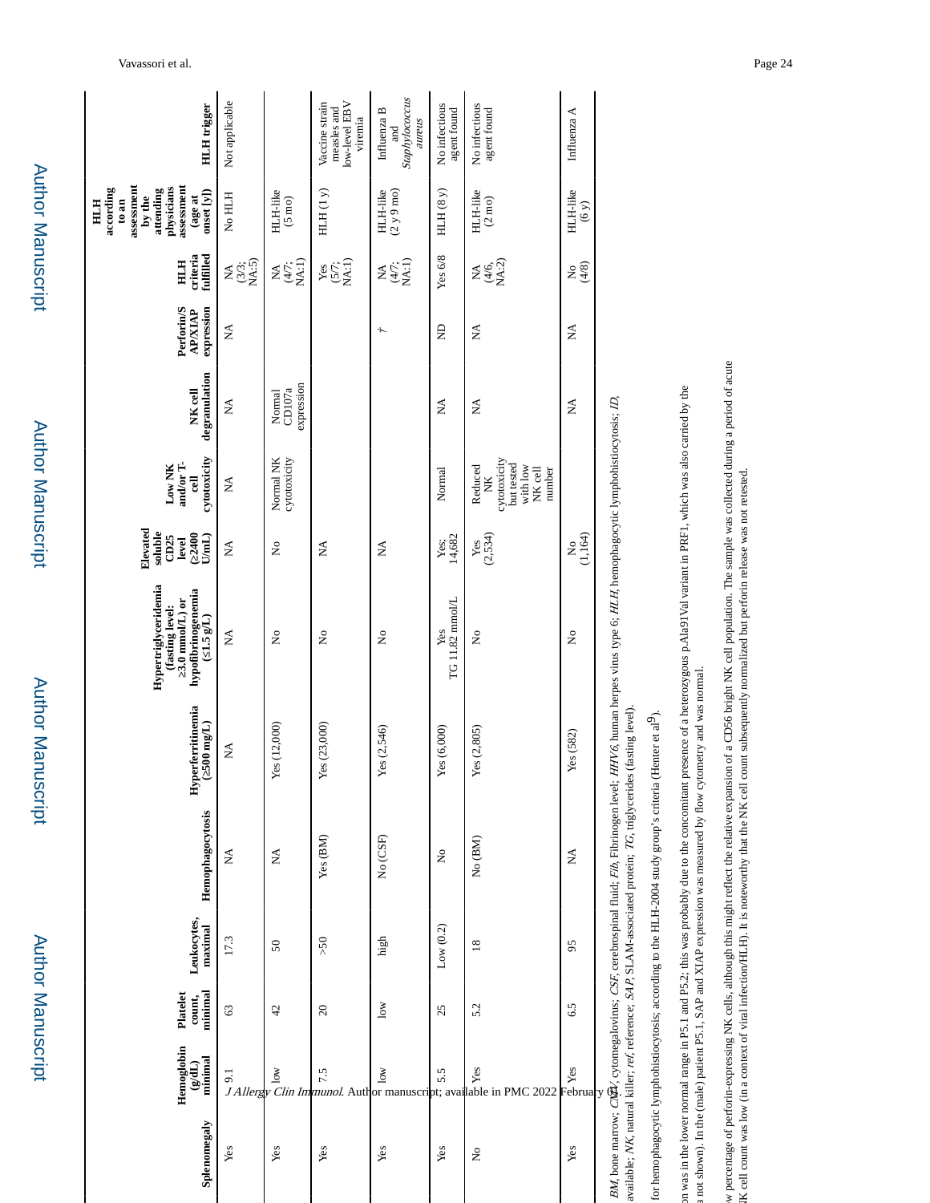| Splenomegaly | Hemoglobin (g/dL), minimal | Platelet count, minimal | Leukocytes, maximal | Hemophagocytosis | Hyperferritinemia (≥500 mg/L) | Hypertriglyceridemia (fasting level: ≥3.0 mmol/L) or hypofibrinogenemia (≤1.5 g/L) | Elevated soluble CD25 level (≥2400 U/mL) | Low NK and/or T-cell cytotoxicity | NK cell degranulation | Perforin/SAP/XIAP expression | HLH criteria fulfilled | HLH according to an assessment by the attending physicians assessment (age at onset [y]) | HLH trigger |
|---|---|---|---|---|---|---|---|---|---|---|---|---|---|
| Yes | 9.1 | 63 | 17.3 | NA | NA | NA | NA | NA | NA | NA | NA (3/3; NA:5) | No HLH | Not applicable |
| Yes | low | 42 | 50 | NA | Yes (12,000) | No | No | Normal NK cytotoxicity | Normal CD107a expression | | NA (4/7; NA:1) | HLH-like (5 mo) | |
| Yes | 7.5 | 20 | >50 | Yes (BM) | Yes (23,000) | No | NA | | | | Yes (5/7; NA:1) | HLH (1 y) | Vaccine strain measles and low-level EBV viremia |
| Yes | low | low | high | No (CSF) | Yes (2,546) | No | NA | | | † | NA (4/7; NA:1) | HLH-like (2 y 9 mo) | Influenza B and *Staphylococcus aureus* |
| Yes | 5.5 | 25 | Low (0.2) | No | Yes (6,000) | Yes TG 11.82 mmol/L | Yes; 14,682 | Normal | NA | ND | Yes 6/8 | HLH (8 y) | No infectious agent found |
| No | Yes | 5.2 | 18 | No (BM) | Yes (2,805) | No | Yes (2,534) | Reduced NK cytotoxicity but tested with low NK cell number | NA | NA | NA (4/6, NA:2) | HLH-like (2 mo) | No infectious agent found |
| Yes | Yes | 6.5 | 95 | NA | Yes (582) | No | No (1,164) | | NA | NA | No (4/8) | HLH-like (6 y) | Influenza A |

*BM*, bone marrow; *CMV*, cytomegalovirus; *CSF*, cerebrospinal fluid; *Fib*, Fibrinogen level; *HHV6*, human herpes virus type 6; *HLH*, hemophagocytic lymphohistiocytosis; *ID*, ... available; *NK*, natural killer; *ref*, reference; *SAP*, SLAM-associated protein; *TG*, triglycerides (fasting level).

... for hemophagocytic lymphohistiocytosis; according to the HLH-2004 study group's criteria (Henter et al[9]).

... on was in the lower normal range in P5.1 and P5.2; this was probably due to the concomitant presence of a heterozygous p.Ala91Val variant in PRF1, which was also carried by the ... a not shown). In the (male) patient P5.1, SAP and XIAP expression was measured by flow cytometry and was normal.

... w percentage of perforin-expressing NK cells, although this might reflect the relative expansion of a CD56 bright NK cell population. The sample was collected during a period of acute ... K cell count was low (in a context of viral infection/HLH). It is noteworthy that the NK cell count subsequently normalized but perforin release was not retested.